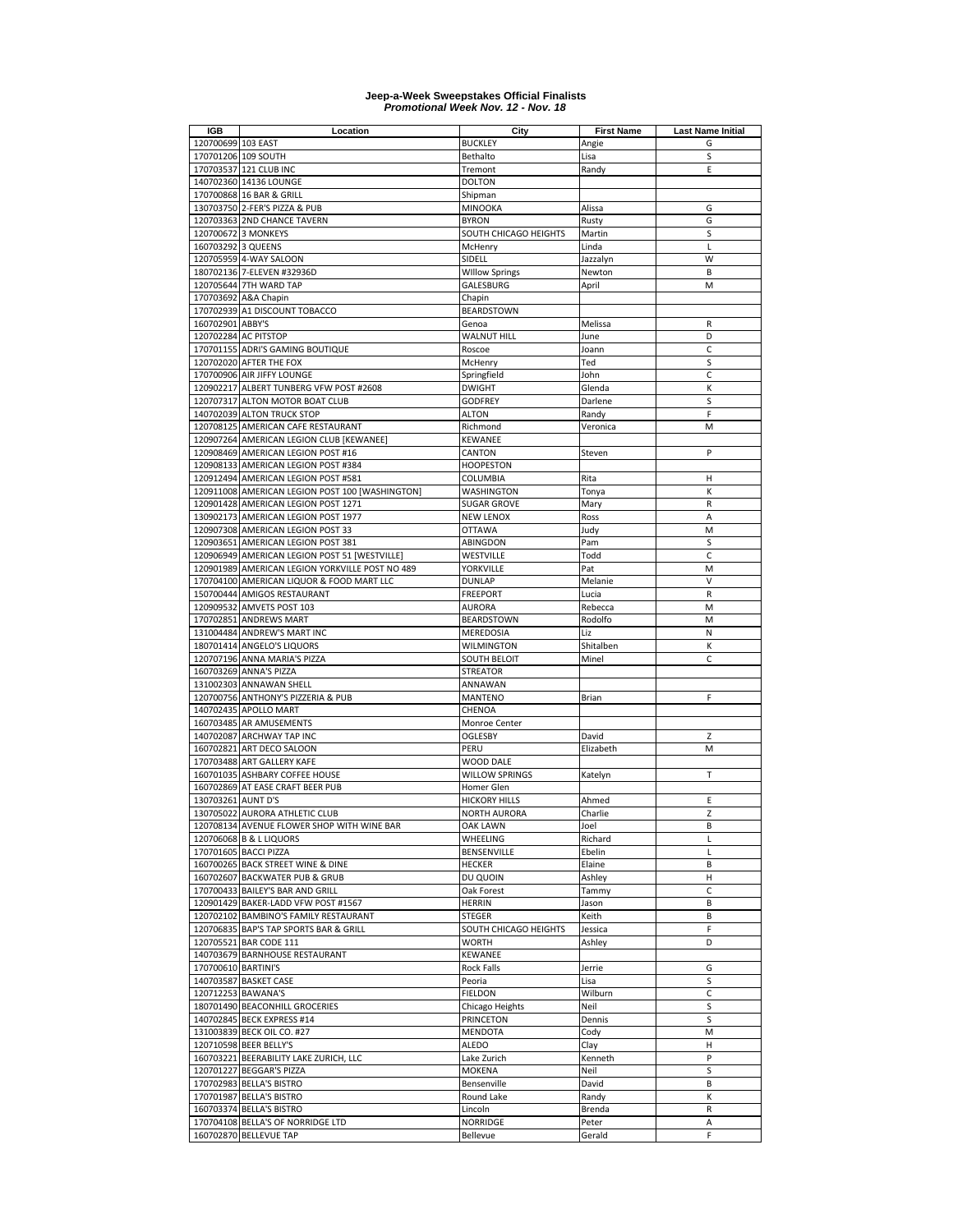# Jeep-a-Week Sweepstakes Official Finalists

***Promotional Week Nov. 12 - Nov. 18***

| IGB | Location | City | First Name | Last Name Initial |
|---|---|---|---|---|
| 120700699 | 103 EAST | BUCKLEY | Angie | G |
| 170701206 | 109 SOUTH | Bethalto | Lisa | S |
| 170703537 | 121 CLUB INC | Tremont | Randy | E |
| 140702360 | 14136 LOUNGE | DOLTON | | |
| 170700868 | 16 BAR & GRILL | Shipman | | |
| 130703750 | 2-FER'S PIZZA & PUB | MINOOKA | Alissa | G |
| 120703363 | 2ND CHANCE TAVERN | BYRON | Rusty | G |
| 120700672 | 3 MONKEYS | SOUTH CHICAGO HEIGHTS | Martin | S |
| 160703292 | 3 QUEENS | McHenry | Linda | L |
| 120705959 | 4-WAY SALOON | SIDELL | Jazzalyn | W |
| 180702136 | 7-ELEVEN #32936D | WIllow Springs | Newton | B |
| 120705644 | 7TH WARD TAP | GALESBURG | April | M |
| 170703692 | A&A Chapin | Chapin | | |
| 170702939 | A1 DISCOUNT TOBACCO | BEARDSTOWN | | |
| 160702901 | ABBY'S | Genoa | Melissa | R |
| 120702284 | AC PITSTOP | WALNUT HILL | June | D |
| 170701155 | ADRI'S GAMING BOUTIQUE | Roscoe | Joann | C |
| 120702020 | AFTER THE FOX | McHenry | Ted | S |
| 170700906 | AIR JIFFY LOUNGE | Springfield | John | C |
| 120902217 | ALBERT TUNBERG VFW POST #2608 | DWIGHT | Glenda | K |
| 120707317 | ALTON MOTOR BOAT CLUB | GODFREY | Darlene | S |
| 140702039 | ALTON TRUCK STOP | ALTON | Randy | F |
| 120708125 | AMERICAN CAFE RESTAURANT | Richmond | Veronica | M |
| 120907264 | AMERICAN LEGION CLUB [KEWANEE] | KEWANEE | | |
| 120908469 | AMERICAN LEGION POST #16 | CANTON | Steven | P |
| 120908133 | AMERICAN LEGION POST #384 | HOOPESTON | | |
| 120912494 | AMERICAN LEGION POST #581 | COLUMBIA | Rita | H |
| 120911008 | AMERICAN LEGION POST 100 [WASHINGTON] | WASHINGTON | Tonya | K |
| 120901428 | AMERICAN LEGION POST 1271 | SUGAR GROVE | Mary | R |
| 130902173 | AMERICAN LEGION POST 1977 | NEW LENOX | Ross | A |
| 120907308 | AMERICAN LEGION POST 33 | OTTAWA | Judy | M |
| 120903651 | AMERICAN LEGION POST 381 | ABINGDON | Pam | S |
| 120906949 | AMERICAN LEGION POST 51 [WESTVILLE] | WESTVILLE | Todd | C |
| 120901989 | AMERICAN LEGION YORKVILLE POST NO 489 | YORKVILLE | Pat | M |
| 170704100 | AMERICAN LIQUOR & FOOD MART LLC | DUNLAP | Melanie | V |
| 150700444 | AMIGOS RESTAURANT | FREEPORT | Lucia | R |
| 120909532 | AMVETS POST 103 | AURORA | Rebecca | M |
| 170702851 | ANDREWS MART | BEARDSTOWN | Rodolfo | M |
| 131004484 | ANDREW'S MART INC | MEREDOSIA | Liz | N |
| 180701414 | ANGELO'S LIQUORS | WILMINGTON | Shitalben | K |
| 120707196 | ANNA MARIA'S PIZZA | SOUTH BELOIT | Minel | C |
| 160703269 | ANNA'S PIZZA | STREATOR | | |
| 131002303 | ANNAWAN SHELL | ANNAWAN | | |
| 120700756 | ANTHONY'S PIZZERIA & PUB | MANTENO | Brian | F |
| 140702435 | APOLLO MART | CHENOA | | |
| 160703485 | AR AMUSEMENTS | Monroe Center | | |
| 140702087 | ARCHWAY TAP INC | OGLESBY | David | Z |
| 160702821 | ART DECO SALOON | PERU | Elizabeth | M |
| 170703488 | ART GALLERY KAFE | WOOD DALE | | |
| 160701035 | ASHBARY COFFEE HOUSE | WILLOW SPRINGS | Katelyn | T |
| 160702869 | AT EASE CRAFT BEER PUB | Homer Glen | | |
| 130703261 | AUNT D'S | HICKORY HILLS | Ahmed | E |
| 130705022 | AURORA ATHLETIC CLUB | NORTH AURORA | Charlie | Z |
| 120708134 | AVENUE FLOWER SHOP WITH WINE BAR | OAK LAWN | Joel | B |
| 120706068 | B & L LIQUORS | WHEELING | Richard | L |
| 170701605 | BACCI PIZZA | BENSENVILLE | Ebelin | L |
| 160700265 | BACK STREET WINE & DINE | HECKER | Elaine | B |
| 160702607 | BACKWATER PUB & GRUB | DU QUOIN | Ashley | H |
| 170700433 | BAILEY'S BAR AND GRILL | Oak Forest | Tammy | C |
| 120901429 | BAKER-LADD VFW POST #1567 | HERRIN | Jason | B |
| 120702102 | BAMBINO'S FAMILY RESTAURANT | STEGER | Keith | B |
| 120706835 | BAP'S TAP SPORTS BAR & GRILL | SOUTH CHICAGO HEIGHTS | Jessica | F |
| 120705521 | BAR CODE 111 | WORTH | Ashley | D |
| 140703679 | BARNHOUSE RESTAURANT | KEWANEE | | |
| 170700610 | BARTINI'S | Rock Falls | Jerrie | G |
| 140703587 | BASKET CASE | Peoria | Lisa | S |
| 120712253 | BAWANA'S | FIELDON | Wilburn | C |
| 180701490 | BEACONHILL GROCERIES | Chicago Heights | Neil | S |
| 140702845 | BECK EXPRESS #14 | PRINCETON | Dennis | S |
| 131003839 | BECK OIL CO. #27 | MENDOTA | Cody | M |
| 120710598 | BEER BELLY'S | ALEDO | Clay | H |
| 160703221 | BEERABILITY LAKE ZURICH, LLC | Lake Zurich | Kenneth | P |
| 120701227 | BEGGAR'S PIZZA | MOKENA | Neil | S |
| 170702983 | BELLA'S BISTRO | Bensenville | David | B |
| 170701987 | BELLA'S BISTRO | Round Lake | Randy | K |
| 160703374 | BELLA'S BISTRO | Lincoln | Brenda | R |
| 170704108 | BELLA'S OF NORRIDGE LTD | NORRIDGE | Peter | A |
| 160702870 | BELLEVUE TAP | Bellevue | Gerald | F |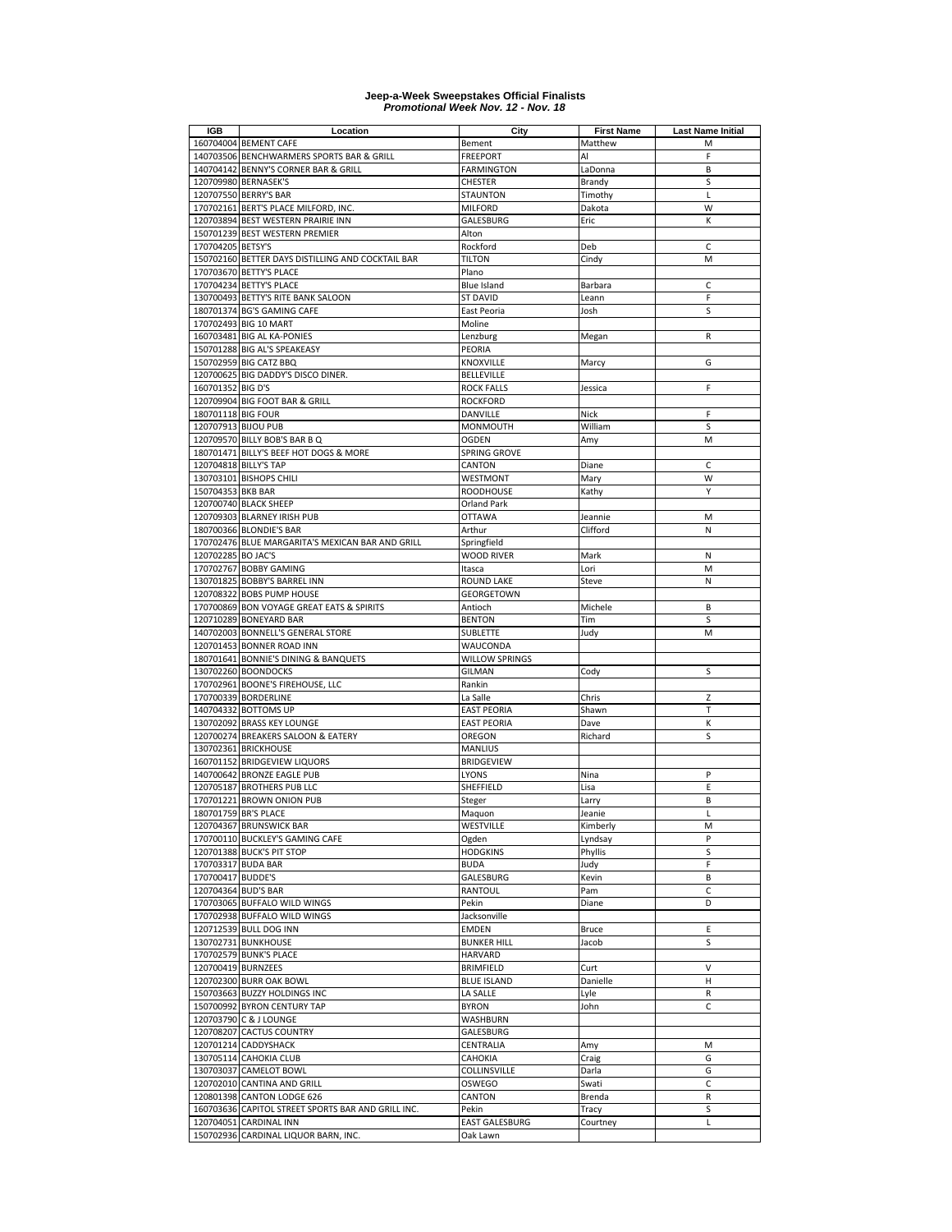**Jeep-a-Week Sweepstakes Official Finalists**
***Promotional Week Nov. 12 - Nov. 18***

| IGB | Location | City | First Name | Last Name Initial |
|---|---|---|---|---|
| 160704004 | BEMENT CAFE | Bement | Matthew | M |
| 140703506 | BENCHWARMERS SPORTS BAR & GRILL | FREEPORT | Al | F |
| 140704142 | BENNY'S CORNER BAR & GRILL | FARMINGTON | LaDonna | B |
| 120709980 | BERNASEK'S | CHESTER | Brandy | S |
| 120707550 | BERRY'S BAR | STAUNTON | Timothy | L |
| 170702161 | BERT'S PLACE MILFORD, INC. | MILFORD | Dakota | W |
| 120703894 | BEST WESTERN PRAIRIE INN | GALESBURG | Eric | K |
| 150701239 | BEST WESTERN PREMIER | Alton | | |
| 170704205 | BETSY'S | Rockford | Deb | C |
| 150702160 | BETTER DAYS DISTILLING AND COCKTAIL BAR | TILTON | Cindy | M |
| 170703670 | BETTY'S PLACE | Plano | | |
| 170704234 | BETTY'S PLACE | Blue Island | Barbara | C |
| 130700493 | BETTY'S RITE BANK SALOON | ST DAVID | Leann | F |
| 180701374 | BG'S GAMING CAFE | East Peoria | Josh | S |
| 170702493 | BIG 10 MART | Moline | | |
| 160703481 | BIG AL KA-PONIES | Lenzburg | Megan | R |
| 150701288 | BIG AL'S SPEAKEASY | PEORIA | | |
| 150702959 | BIG CATZ BBQ | KNOXVILLE | Marcy | G |
| 120700625 | BIG DADDY'S DISCO DINER. | BELLEVILLE | | |
| 160701352 | BIG D'S | ROCK FALLS | Jessica | F |
| 120709904 | BIG FOOT BAR & GRILL | ROCKFORD | | |
| 180701118 | BIG FOUR | DANVILLE | Nick | F |
| 120707913 | BIJOU PUB | MONMOUTH | William | S |
| 120709570 | BILLY BOB'S BAR B Q | OGDEN | Amy | M |
| 180701471 | BILLY'S BEEF HOT DOGS & MORE | SPRING GROVE | | |
| 120704818 | BILLY'S TAP | CANTON | Diane | C |
| 130703101 | BISHOPS CHILI | WESTMONT | Mary | W |
| 150704353 | BKB BAR | ROODHOUSE | Kathy | Y |
| 120700740 | BLACK SHEEP | Orland Park | | |
| 120709303 | BLARNEY IRISH PUB | OTTAWA | Jeannie | M |
| 180700366 | BLONDIE'S BAR | Arthur | Clifford | N |
| 170702476 | BLUE MARGARITA'S MEXICAN BAR AND GRILL | Springfield | | |
| 120702285 | BO JAC'S | WOOD RIVER | Mark | N |
| 170702767 | BOBBY GAMING | Itasca | Lori | M |
| 130701825 | BOBBY'S BARREL INN | ROUND LAKE | Steve | N |
| 120708322 | BOBS PUMP HOUSE | GEORGETOWN | | |
| 170700869 | BON VOYAGE GREAT EATS & SPIRITS | Antioch | Michele | B |
| 120710289 | BONEYARD BAR | BENTON | Tim | S |
| 140702003 | BONNELL'S GENERAL STORE | SUBLETTE | Judy | M |
| 120701453 | BONNER ROAD INN | WAUCONDA | | |
| 180701641 | BONNIE'S DINING & BANQUETS | WILLOW SPRINGS | | |
| 130702260 | BOONDOCKS | GILMAN | Cody | S |
| 170702961 | BOONE'S FIREHOUSE, LLC | Rankin | | |
| 170700339 | BORDERLINE | La Salle | Chris | Z |
| 140704332 | BOTTOMS UP | EAST PEORIA | Shawn | T |
| 130702092 | BRASS KEY LOUNGE | EAST PEORIA | Dave | K |
| 120700274 | BREAKERS SALOON & EATERY | OREGON | Richard | S |
| 130702361 | BRICKHOUSE | MANLIUS | | |
| 160701152 | BRIDGEVIEW LIQUORS | BRIDGEVIEW | | |
| 140700642 | BRONZE EAGLE PUB | LYONS | Nina | P |
| 120705187 | BROTHERS PUB LLC | SHEFFIELD | Lisa | E |
| 170701221 | BROWN ONION PUB | Steger | Larry | B |
| 180701759 | BR'S PLACE | Maquon | Jeanie | L |
| 120704367 | BRUNSWICK BAR | WESTVILLE | Kimberly | M |
| 170700110 | BUCKLEY'S GAMING CAFE | Ogden | Lyndsay | P |
| 120701388 | BUCK'S PIT STOP | HODGKINS | Phyllis | S |
| 170703317 | BUDA BAR | BUDA | Judy | F |
| 170700417 | BUDDE'S | GALESBURG | Kevin | B |
| 120704364 | BUD'S BAR | RANTOUL | Pam | C |
| 170703065 | BUFFALO WILD WINGS | Pekin | Diane | D |
| 170702938 | BUFFALO WILD WINGS | Jacksonville | | |
| 120712539 | BULL DOG INN | EMDEN | Bruce | E |
| 130702731 | BUNKHOUSE | BUNKER HILL | Jacob | S |
| 170702579 | BUNK'S PLACE | HARVARD | | |
| 120700419 | BURNZEES | BRIMFIELD | Curt | V |
| 120702300 | BURR OAK BOWL | BLUE ISLAND | Danielle | H |
| 150703663 | BUZZY HOLDINGS INC | LA SALLE | Lyle | R |
| 150700992 | BYRON CENTURY TAP | BYRON | John | C |
| 120703790 | C & J LOUNGE | WASHBURN | | |
| 120708207 | CACTUS COUNTRY | GALESBURG | | |
| 120701214 | CADDYSHACK | CENTRALIA | Amy | M |
| 130705114 | CAHOKIA CLUB | CAHOKIA | Craig | G |
| 130703037 | CAMELOT BOWL | COLLINSVILLE | Darla | G |
| 120702010 | CANTINA AND GRILL | OSWEGO | Swati | C |
| 120801398 | CANTON LODGE 626 | CANTON | Brenda | R |
| 160703636 | CAPITOL STREET SPORTS BAR AND GRILL INC. | Pekin | Tracy | S |
| 120704051 | CARDINAL INN | EAST GALESBURG | Courtney | L |
| 150702936 | CARDINAL LIQUOR BARN, INC. | Oak Lawn | | |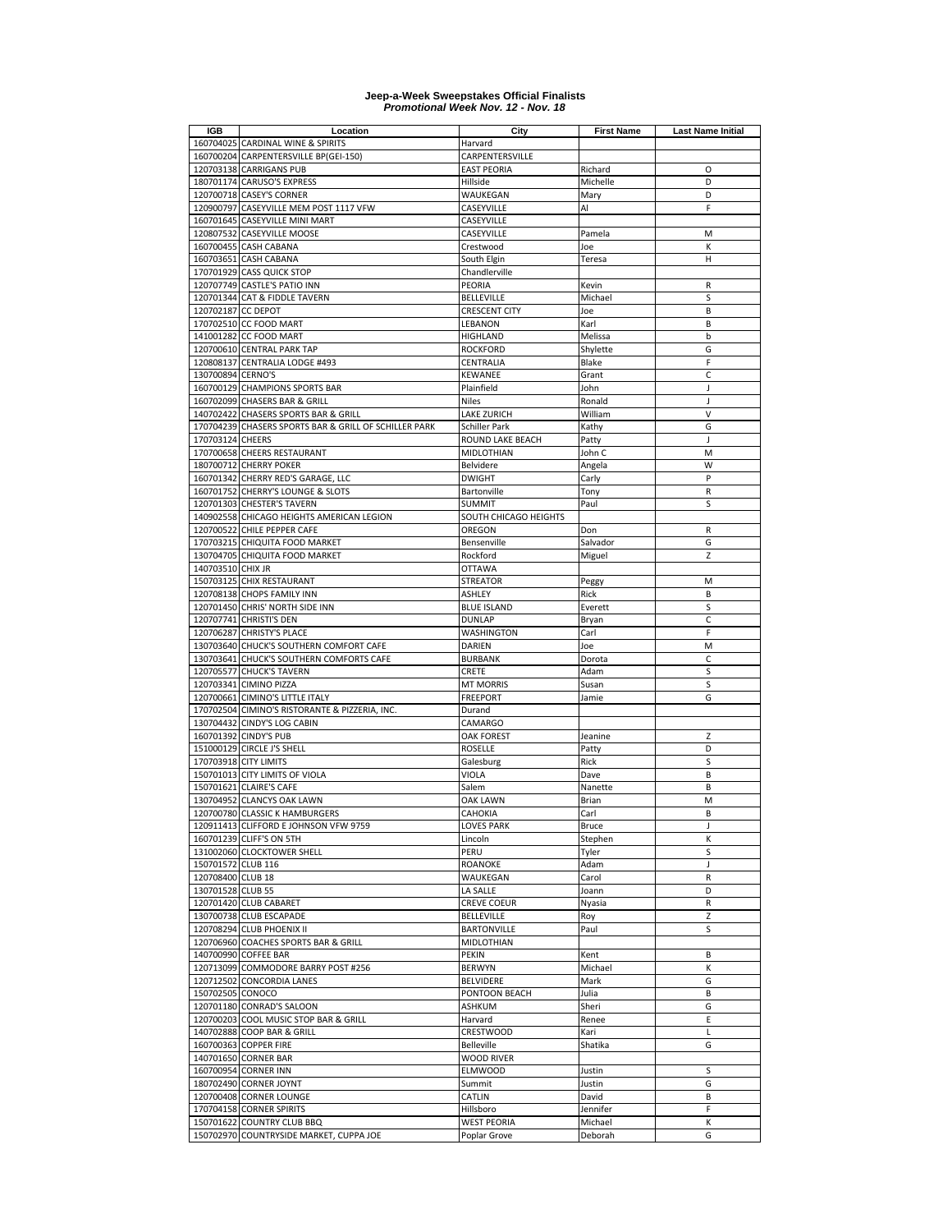**Jeep-a-Week Sweepstakes Official Finalists**
***Promotional Week Nov. 12 - Nov. 18***

| IGB | Location | City | First Name | Last Name Initial |
|---|---|---|---|---|
| 160704025 | CARDINAL WINE & SPIRITS | Harvard | | |
| 160700204 | CARPENTERSVILLE BP(GEI-150) | CARPENTERSVILLE | | |
| 120703138 | CARRIGANS PUB | EAST PEORIA | Richard | O |
| 180701174 | CARUSO'S EXPRESS | Hillside | Michelle | D |
| 120700718 | CASEY'S CORNER | WAUKEGAN | Mary | D |
| 120900797 | CASEYVILLE MEM POST 1117 VFW | CASEYVILLE | Al | F |
| 160701645 | CASEYVILLE MINI MART | CASEYVILLE | | |
| 120807532 | CASEYVILLE MOOSE | CASEYVILLE | Pamela | M |
| 160700455 | CASH CABANA | Crestwood | Joe | K |
| 160703651 | CASH CABANA | South Elgin | Teresa | H |
| 170701929 | CASS QUICK STOP | Chandlerville | | |
| 120707749 | CASTLE'S PATIO INN | PEORIA | Kevin | R |
| 120701344 | CAT & FIDDLE TAVERN | BELLEVILLE | Michael | S |
| 120702187 | CC DEPOT | CRESCENT CITY | Joe | B |
| 170702510 | CC FOOD MART | LEBANON | Karl | B |
| 141001282 | CC FOOD MART | HIGHLAND | Melissa | b |
| 120700610 | CENTRAL PARK TAP | ROCKFORD | Shylette | G |
| 120808137 | CENTRALIA LODGE #493 | CENTRALIA | Blake | F |
| 130700894 | CERNO'S | KEWANEE | Grant | C |
| 160700129 | CHAMPIONS SPORTS BAR | Plainfield | John | J |
| 160702099 | CHASERS BAR & GRILL | Niles | Ronald | J |
| 140702422 | CHASERS SPORTS BAR & GRILL | LAKE ZURICH | William | V |
| 170704239 | CHASERS SPORTS BAR & GRILL OF SCHILLER PARK | Schiller Park | Kathy | G |
| 170703124 | CHEERS | ROUND LAKE BEACH | Patty | J |
| 170700658 | CHEERS RESTAURANT | MIDLOTHIAN | John C | M |
| 180700712 | CHERRY POKER | Belvidere | Angela | W |
| 160701342 | CHERRY RED'S GARAGE, LLC | DWIGHT | Carly | P |
| 160701752 | CHERRY'S LOUNGE & SLOTS | Bartonville | Tony | R |
| 120701303 | CHESTER'S TAVERN | SUMMIT | Paul | S |
| 140902558 | CHICAGO HEIGHTS AMERICAN LEGION | SOUTH CHICAGO HEIGHTS | | |
| 120700522 | CHILE PEPPER CAFE | OREGON | Don | R |
| 170703215 | CHIQUITA FOOD MARKET | Bensenville | Salvador | G |
| 130704705 | CHIQUITA FOOD MARKET | Rockford | Miguel | Z |
| 140703510 | CHIX JR | OTTAWA | | |
| 150703125 | CHIX RESTAURANT | STREATOR | Peggy | M |
| 120708138 | CHOPS FAMILY INN | ASHLEY | Rick | B |
| 120701450 | CHRIS' NORTH SIDE INN | BLUE ISLAND | Everett | S |
| 120707741 | CHRISTI'S DEN | DUNLAP | Bryan | C |
| 120706287 | CHRISTY'S PLACE | WASHINGTON | Carl | F |
| 130703640 | CHUCK'S SOUTHERN COMFORT CAFE | DARIEN | Joe | M |
| 130703641 | CHUCK'S SOUTHERN COMFORTS CAFE | BURBANK | Dorota | C |
| 120705577 | CHUCK'S TAVERN | CRETE | Adam | S |
| 120703341 | CIMINO PIZZA | MT MORRIS | Susan | S |
| 120700661 | CIMINO'S LITTLE ITALY | FREEPORT | Jamie | G |
| 170702504 | CIMINO'S RISTORANTE & PIZZERIA, INC. | Durand | | |
| 130704432 | CINDY'S LOG CABIN | CAMARGO | | |
| 160701392 | CINDY'S PUB | OAK FOREST | Jeanine | Z |
| 151000129 | CIRCLE J'S SHELL | ROSELLE | Patty | D |
| 170703918 | CITY LIMITS | Galesburg | Rick | S |
| 150701013 | CITY LIMITS OF VIOLA | VIOLA | Dave | B |
| 150701621 | CLAIRE'S CAFE | Salem | Nanette | B |
| 130704952 | CLANCYS OAK LAWN | OAK LAWN | Brian | M |
| 120700780 | CLASSIC K HAMBURGERS | CAHOKIA | Carl | B |
| 120911413 | CLIFFORD E JOHNSON VFW 9759 | LOVES PARK | Bruce | J |
| 160701239 | CLIFF'S ON 5TH | Lincoln | Stephen | K |
| 131002060 | CLOCKTOWER SHELL | PERU | Tyler | S |
| 150701572 | CLUB 116 | ROANOKE | Adam | J |
| 120708400 | CLUB 18 | WAUKEGAN | Carol | R |
| 130701528 | CLUB 55 | LA SALLE | Joann | D |
| 120701420 | CLUB CABARET | CREVE COEUR | Nyasia | R |
| 130700738 | CLUB ESCAPADE | BELLEVILLE | Roy | Z |
| 120708294 | CLUB PHOENIX II | BARTONVILLE | Paul | S |
| 120706960 | COACHES SPORTS BAR & GRILL | MIDLOTHIAN | | |
| 140700990 | COFFEE BAR | PEKIN | Kent | B |
| 120713099 | COMMODORE BARRY POST #256 | BERWYN | Michael | K |
| 120712502 | CONCORDIA LANES | BELVIDERE | Mark | G |
| 150702505 | CONOCO | PONTOON BEACH | Julia | B |
| 120701180 | CONRAD'S SALOON | ASHKUM | Sheri | G |
| 120700203 | COOL MUSIC STOP BAR & GRILL | Harvard | Renee | E |
| 140702888 | COOP BAR & GRILL | CRESTWOOD | Kari | L |
| 160700363 | COPPER FIRE | Belleville | Shatika | G |
| 140701650 | CORNER BAR | WOOD RIVER | | |
| 160700954 | CORNER INN | ELMWOOD | Justin | S |
| 180702490 | CORNER JOYNT | Summit | Justin | G |
| 120700408 | CORNER LOUNGE | CATLIN | David | B |
| 170704158 | CORNER SPIRITS | Hillsboro | Jennifer | F |
| 150701622 | COUNTRY CLUB BBQ | WEST PEORIA | Michael | K |
| 150702970 | COUNTRYSIDE MARKET, CUPPA JOE | Poplar Grove | Deborah | G |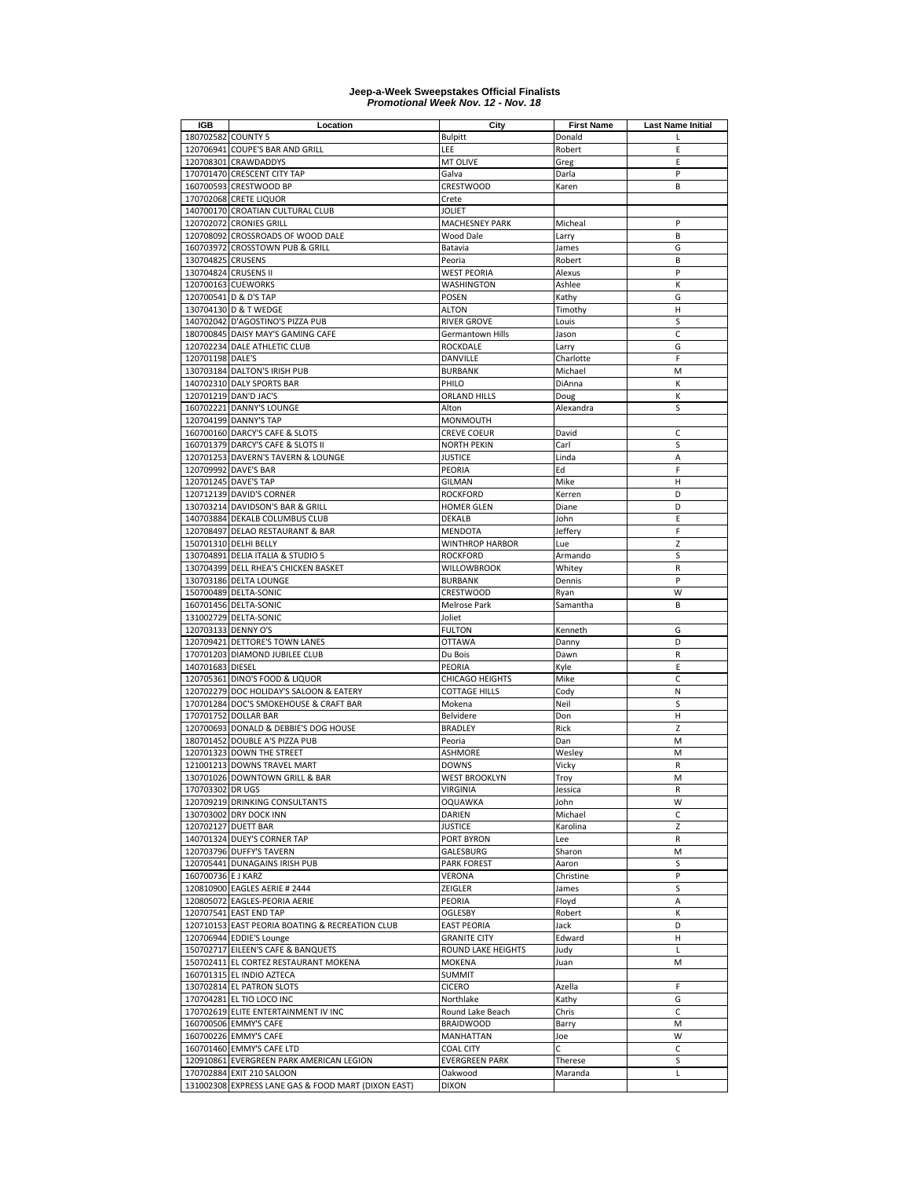**Jeep-a-Week Sweepstakes Official Finalists**
***Promotional Week Nov. 12 - Nov. 18***

| IGB | Location | City | First Name | Last Name Initial |
|---|---|---|---|---|
| 180702582 | COUNTY 5 | Bulpitt | Donald | L |
| 120706941 | COUPE'S BAR AND GRILL | LEE | Robert | E |
| 120708301 | CRAWDADDYS | MT OLIVE | Greg | E |
| 170701470 | CRESCENT CITY TAP | Galva | Darla | P |
| 160700593 | CRESTWOOD BP | CRESTWOOD | Karen | B |
| 170702068 | CRETE LIQUOR | Crete | | |
| 140700170 | CROATIAN CULTURAL CLUB | JOLIET | | |
| 120702072 | CRONIES GRILL | MACHESNEY PARK | Micheal | P |
| 120708092 | CROSSROADS OF WOOD DALE | Wood Dale | Larry | B |
| 160703972 | CROSSTOWN PUB & GRILL | Batavia | James | G |
| 130704825 | CRUSENS | Peoria | Robert | B |
| 130704824 | CRUSENS II | WEST PEORIA | Alexus | P |
| 120700163 | CUEWORKS | WASHINGTON | Ashlee | K |
| 120700541 | D & D'S TAP | POSEN | Kathy | G |
| 130704130 | D & T WEDGE | ALTON | Timothy | H |
| 140702042 | D'AGOSTINO'S PIZZA PUB | RIVER GROVE | Louis | S |
| 180700845 | DAISY MAY'S GAMING CAFE | Germantown Hills | Jason | C |
| 120702234 | DALE ATHLETIC CLUB | ROCKDALE | Larry | G |
| 120701198 | DALE'S | DANVILLE | Charlotte | F |
| 130703184 | DALTON'S IRISH PUB | BURBANK | Michael | M |
| 140702310 | DALY SPORTS BAR | PHILO | DiAnna | K |
| 120701219 | DAN'D JAC'S | ORLAND HILLS | Doug | K |
| 160702221 | DANNY'S LOUNGE | Alton | Alexandra | S |
| 120704199 | DANNY'S TAP | MONMOUTH | | |
| 160700160 | DARCY'S CAFE & SLOTS | CREVE COEUR | David | C |
| 160701379 | DARCY'S CAFE & SLOTS II | NORTH PEKIN | Carl | S |
| 120701253 | DAVERN'S TAVERN & LOUNGE | JUSTICE | Linda | A |
| 120709992 | DAVE'S BAR | PEORIA | Ed | F |
| 120701245 | DAVE'S TAP | GILMAN | Mike | H |
| 120712139 | DAVID'S CORNER | ROCKFORD | Kerren | D |
| 130703214 | DAVIDSON'S BAR & GRILL | HOMER GLEN | Diane | D |
| 140703884 | DEKALB COLUMBUS CLUB | DEKALB | John | E |
| 120708497 | DELAO RESTAURANT & BAR | MENDOTA | Jeffery | F |
| 150701310 | DELHI BELLY | WINTHROP HARBOR | Lue | Z |
| 130704891 | DELIA ITALIA & STUDIO 5 | ROCKFORD | Armando | S |
| 130704399 | DELL RHEA'S CHICKEN BASKET | WILLOWBROOK | Whitey | R |
| 130703186 | DELTA LOUNGE | BURBANK | Dennis | P |
| 150700489 | DELTA-SONIC | CRESTWOOD | Ryan | W |
| 160701456 | DELTA-SONIC | Melrose Park | Samantha | B |
| 131002729 | DELTA-SONIC | Joliet | | |
| 120703133 | DENNY O'S | FULTON | Kenneth | G |
| 120709421 | DETTORE'S TOWN LANES | OTTAWA | Danny | D |
| 170701203 | DIAMOND JUBILEE CLUB | Du Bois | Dawn | R |
| 140701683 | DIESEL | PEORIA | Kyle | E |
| 120705361 | DINO'S FOOD & LIQUOR | CHICAGO HEIGHTS | Mike | C |
| 120702279 | DOC HOLIDAY'S SALOON & EATERY | COTTAGE HILLS | Cody | N |
| 170701284 | DOC'S SMOKEHOUSE & CRAFT BAR | Mokena | Neil | S |
| 170701752 | DOLLAR BAR | Belvidere | Don | H |
| 120700693 | DONALD & DEBBIE'S DOG HOUSE | BRADLEY | Rick | Z |
| 180701452 | DOUBLE A'S PIZZA PUB | Peoria | Dan | M |
| 120701323 | DOWN THE STREET | ASHMORE | Wesley | M |
| 121001213 | DOWNS TRAVEL MART | DOWNS | Vicky | R |
| 130701026 | DOWNTOWN GRILL & BAR | WEST BROOKLYN | Troy | M |
| 170703302 | DR UGS | VIRGINIA | Jessica | R |
| 120709219 | DRINKING CONSULTANTS | OQUAWKA | John | W |
| 130703002 | DRY DOCK INN | DARIEN | Michael | C |
| 120702127 | DUETT BAR | JUSTICE | Karolina | Z |
| 140701324 | DUEY'S CORNER TAP | PORT BYRON | Lee | R |
| 120703796 | DUFFY'S TAVERN | GALESBURG | Sharon | M |
| 120705441 | DUNAGAINS IRISH PUB | PARK FOREST | Aaron | S |
| 160700736 | E J KARZ | VERONA | Christine | P |
| 120810900 | EAGLES AERIE # 2444 | ZEIGLER | James | S |
| 120805072 | EAGLES-PEORIA AERIE | PEORIA | Floyd | A |
| 120707541 | EAST END TAP | OGLESBY | Robert | K |
| 120710153 | EAST PEORIA BOATING & RECREATION CLUB | EAST PEORIA | Jack | D |
| 120706944 | EDDIE'S Lounge | GRANITE CITY | Edward | H |
| 150702717 | EILEEN'S CAFE & BANQUETS | ROUND LAKE HEIGHTS | Judy | L |
| 150702411 | EL CORTEZ RESTAURANT MOKENA | MOKENA | Juan | M |
| 160701315 | EL INDIO AZTECA | SUMMIT | | |
| 130702814 | EL PATRON SLOTS | CICERO | Azella | F |
| 170704281 | EL TIO LOCO INC | Northlake | Kathy | G |
| 170702619 | ELITE ENTERTAINMENT IV INC | Round Lake Beach | Chris | C |
| 160700506 | EMMY'S CAFE | BRAIDWOOD | Barry | M |
| 160700226 | EMMY'S CAFE | MANHATTAN | Joe | W |
| 160701460 | EMMY'S CAFE LTD | COAL CITY | C | C |
| 120910861 | EVERGREEN PARK AMERICAN LEGION | EVERGREEN PARK | Therese | S |
| 170702884 | EXIT 210 SALOON | Oakwood | Maranda | L |
| 131002308 | EXPRESS LANE GAS & FOOD MART (DIXON EAST) | DIXON | | |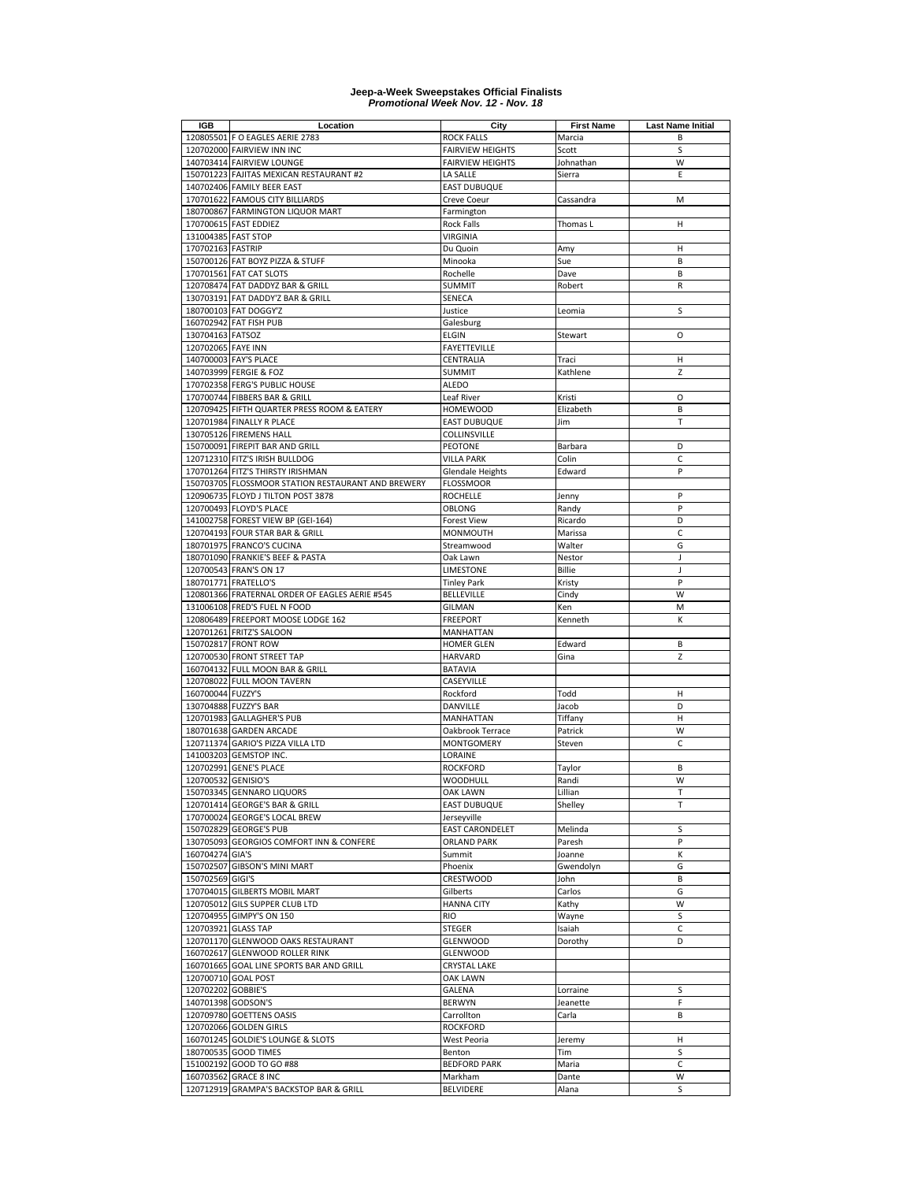# Jeep-a-Week Sweepstakes Official Finalists

## *Promotional Week Nov. 12 - Nov. 18*

| IGB | Location | City | First Name | Last Name Initial |
|---|---|---|---|---|
| 120805501 | F O EAGLES AERIE 2783 | ROCK FALLS | Marcia | B |
| 120702000 | FAIRVIEW INN INC | FAIRVIEW HEIGHTS | Scott | S |
| 140703414 | FAIRVIEW LOUNGE | FAIRVIEW HEIGHTS | Johnathan | W |
| 150701223 | FAJITAS MEXICAN RESTAURANT #2 | LA SALLE | Sierra | E |
| 140702406 | FAMILY BEER EAST | EAST DUBUQUE | | |
| 170701622 | FAMOUS CITY BILLIARDS | Creve Coeur | Cassandra | M |
| 180700867 | FARMINGTON LIQUOR MART | Farmington | | |
| 170700615 | FAST EDDIEZ | Rock Falls | Thomas L | H |
| 131004385 | FAST STOP | VIRGINIA | | |
| 170702163 | FASTRIP | Du Quoin | Amy | H |
| 150700126 | FAT BOYZ PIZZA & STUFF | Minooka | Sue | B |
| 170701561 | FAT CAT SLOTS | Rochelle | Dave | B |
| 120708474 | FAT DADDYZ BAR & GRILL | SUMMIT | Robert | R |
| 130703191 | FAT DADDY'Z BAR & GRILL | SENECA | | |
| 180700103 | FAT DOGGY'Z | Justice | Leomia | S |
| 160702942 | FAT FISH PUB | Galesburg | | |
| 130704163 | FATSOZ | ELGIN | Stewart | O |
| 120702065 | FAYE INN | FAYETTEVILLE | | |
| 140700003 | FAY'S PLACE | CENTRALIA | Traci | H |
| 140703999 | FERGIE & FOZ | SUMMIT | Kathlene | Z |
| 170702358 | FERG'S PUBLIC HOUSE | ALEDO | | |
| 170700744 | FIBBERS BAR & GRILL | Leaf River | Kristi | O |
| 120709425 | FIFTH QUARTER PRESS ROOM & EATERY | HOMEWOOD | Elizabeth | B |
| 120701984 | FINALLY R PLACE | EAST DUBUQUE | Jim | T |
| 130705126 | FIREMENS HALL | COLLINSVILLE | | |
| 150700091 | FIREPIT BAR AND GRILL | PEOTONE | Barbara | D |
| 120712310 | FITZ'S IRISH BULLDOG | VILLA PARK | Colin | C |
| 170701264 | FITZ'S THIRSTY IRISHMAN | Glendale Heights | Edward | P |
| 150703705 | FLOSSMOOR STATION RESTAURANT AND BREWERY | FLOSSMOOR | | |
| 120906735 | FLOYD J TILTON POST 3878 | ROCHELLE | Jenny | P |
| 120700493 | FLOYD'S PLACE | OBLONG | Randy | P |
| 141002758 | FOREST VIEW BP (GEI-164) | Forest View | Ricardo | D |
| 120704193 | FOUR STAR BAR & GRILL | MONMOUTH | Marissa | C |
| 180701975 | FRANCO'S CUCINA | Streamwood | Walter | G |
| 180701090 | FRANKIE'S BEEF & PASTA | Oak Lawn | Nestor | J |
| 120700543 | FRAN'S ON 17 | LIMESTONE | Billie | J |
| 180701771 | FRATELLO'S | Tinley Park | Kristy | P |
| 120801366 | FRATERNAL ORDER OF EAGLES AERIE #545 | BELLEVILLE | Cindy | W |
| 131006108 | FRED'S FUEL N FOOD | GILMAN | Ken | M |
| 120806489 | FREEPORT MOOSE LODGE 162 | FREEPORT | Kenneth | K |
| 120701261 | FRITZ'S SALOON | MANHATTAN | | |
| 150702817 | FRONT ROW | HOMER GLEN | Edward | B |
| 120700530 | FRONT STREET TAP | HARVARD | Gina | Z |
| 160704132 | FULL MOON BAR & GRILL | BATAVIA | | |
| 120708022 | FULL MOON TAVERN | CASEYVILLE | | |
| 160700044 | FUZZY'S | Rockford | Todd | H |
| 130704888 | FUZZY'S BAR | DANVILLE | Jacob | D |
| 120701983 | GALLAGHER'S PUB | MANHATTAN | Tiffany | H |
| 180701638 | GARDEN ARCADE | Oakbrook Terrace | Patrick | W |
| 120711374 | GARIO'S PIZZA VILLA LTD | MONTGOMERY | Steven | C |
| 141003203 | GEMSTOP INC. | LORAINE | | |
| 120702991 | GENE'S PLACE | ROCKFORD | Taylor | B |
| 120700532 | GENISIO'S | WOODHULL | Randi | W |
| 150703345 | GENNARO LIQUORS | OAK LAWN | Lillian | T |
| 120701414 | GEORGE'S BAR & GRILL | EAST DUBUQUE | Shelley | T |
| 170700024 | GEORGE'S LOCAL BREW | Jerseyville | | |
| 150702829 | GEORGE'S PUB | EAST CARONDELET | Melinda | S |
| 130705093 | GEORGIOS COMFORT INN & CONFERE | ORLAND PARK | Paresh | P |
| 160704274 | GIA'S | Summit | Joanne | K |
| 150702507 | GIBSON'S MINI MART | Phoenix | Gwendolyn | G |
| 150702569 | GIGI'S | CRESTWOOD | John | B |
| 170704015 | GILBERTS MOBIL MART | Gilberts | Carlos | G |
| 120705012 | GILS SUPPER CLUB LTD | HANNA CITY | Kathy | W |
| 120704955 | GIMPY'S ON 150 | RIO | Wayne | S |
| 120703921 | GLASS TAP | STEGER | Isaiah | C |
| 120701170 | GLENWOOD OAKS RESTAURANT | GLENWOOD | Dorothy | D |
| 160702617 | GLENWOOD ROLLER RINK | GLENWOOD | | |
| 160701665 | GOAL LINE SPORTS BAR AND GRILL | CRYSTAL LAKE | | |
| 120700710 | GOAL POST | OAK LAWN | | |
| 120702202 | GOBBIE'S | GALENA | Lorraine | S |
| 140701398 | GODSON'S | BERWYN | Jeanette | F |
| 120709780 | GOETTENS OASIS | Carrollton | Carla | B |
| 120702066 | GOLDEN GIRLS | ROCKFORD | | |
| 160701245 | GOLDIE'S LOUNGE & SLOTS | West Peoria | Jeremy | H |
| 180700535 | GOOD TIMES | Benton | Tim | S |
| 151002192 | GOOD TO GO #88 | BEDFORD PARK | Maria | C |
| 160703562 | GRACE 8 INC | Markham | Dante | W |
| 120712919 | GRAMPA'S BACKSTOP BAR & GRILL | BELVIDERE | Alana | S |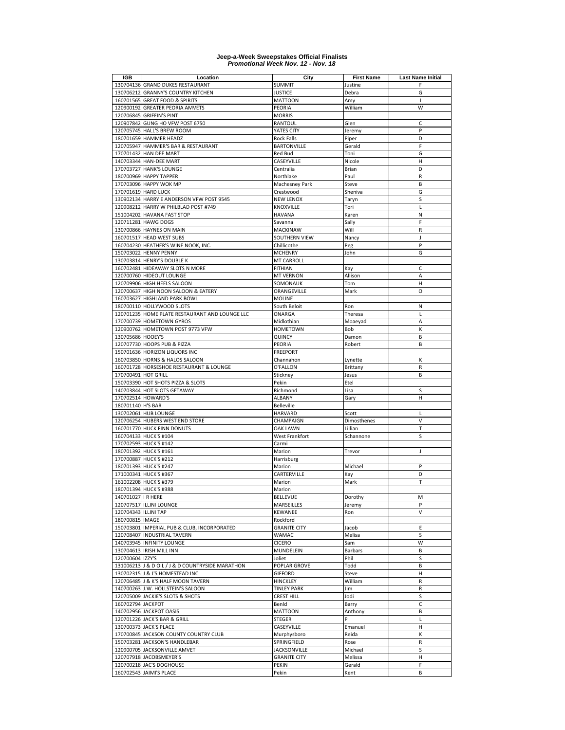**Jeep-a-Week Sweepstakes Official Finalists**
***Promotional Week Nov. 12 - Nov. 18***

| IGB | Location | City | First Name | Last Name Initial |
|---|---|---|---|---|
| 130704136 | GRAND DUKES RESTAURANT | SUMMIT | Justine | F |
| 130706212 | GRANNY'S COUNTRY KITCHEN | JUSTICE | Debra | G |
| 160701565 | GREAT FOOD & SPIRITS | MATTOON | Amy | I |
| 120900192 | GREATER PEORIA AMVETS | PEORIA | William | W |
| 120706845 | GRIFFIN'S PINT | MORRIS | | |
| 120907842 | GUNG HO VFW POST 6750 | RANTOUL | Glen | C |
| 120705745 | HALL'S BREW ROOM | YATES CITY | Jeremy | P |
| 180701659 | HAMMER HEADZ | Rock Falls | Piper | D |
| 120705947 | HAMMER'S BAR & RESTAURANT | BARTONVILLE | Gerald | F |
| 170701432 | HAN DEE MART | Red Bud | Toni | G |
| 140703344 | HAN-DEE MART | CASEYVILLE | Nicole | H |
| 170703727 | HANK'S LOUNGE | Centralia | Brian | D |
| 180700969 | HAPPY TAPPER | Northlake | Paul | R |
| 170703096 | HAPPY WOK MP | Machesney Park | Steve | B |
| 170701619 | HARD LUCK | Crestwood | Sheniva | G |
| 130902134 | HARRY E ANDERSON VFW POST 9545 | NEW LENOX | Taryn | S |
| 120908212 | HARRY W PHILBLAD POST #749 | KNOXVILLE | Tori | L |
| 151004202 | HAVANA FAST STOP | HAVANA | Karen | N |
| 120711281 | HAWG DOGS | Savanna | Sally | F |
| 130700866 | HAYNES ON MAIN | MACKINAW | Will | R |
| 160701517 | HEAD WEST SUBS | SOUTHERN VIEW | Nancy | J |
| 160704230 | HEATHER'S WINE NOOK, INC. | Chillicothe | Peg | P |
| 150703022 | HENNY PENNY | MCHENRY | John | G |
| 130703814 | HENRY'S DOUBLE K | MT CARROLL | | |
| 160702481 | HIDEAWAY SLOTS N MORE | FITHIAN | Kay | C |
| 120700760 | HIDEOUT LOUNGE | MT VERNON | Allison | A |
| 120709906 | HIGH HEELS SALOON | SOMONAUK | Tom | H |
| 120700637 | HIGH NOON SALOON & EATERY | ORANGEVILLE | Mark | O |
| 160703627 | HIGHLAND PARK BOWL | MOLINE | | |
| 180700110 | HOLLYWOOD SLOTS | South Beloit | Ron | N |
| 120701235 | HOME PLATE RESTAURANT AND LOUNGE LLC | ONARGA | Theresa | L |
| 170700739 | HOMETOWN GYROS | Midlothian | Moaeyad | A |
| 120900762 | HOMETOWN POST 9773 VFW | HOMETOWN | Bob | K |
| 130705686 | HOOEY'S | QUINCY | Damon | B |
| 120707730 | HOOPS PUB & PIZZA | PEORIA | Robert | B |
| 150701636 | HORIZON LIQUORS INC | FREEPORT | | |
| 160703850 | HORNS & HALOS SALOON | Channahon | Lynette | K |
| 160701728 | HORSESHOE RESTAURANT & LOUNGE | O'FALLON | Brittany | R |
| 170700491 | HOT GRILL | Stickney | Jesus | B |
| 150703390 | HOT SHOTS PIZZA & SLOTS | Pekin | Etel | |
| 140703844 | HOT SLOTS GETAWAY | Richmond | Lisa | S |
| 170702514 | HOWARD'S | ALBANY | Gary | H |
| 180701140 | H'S BAR | Belleville | | |
| 130702061 | HUB LOUNGE | HARVARD | Scott | L |
| 120706254 | HUBERS WEST END STORE | CHAMPAIGN | Dimosthenes | V |
| 160701770 | HUCK FINN DONUTS | OAK LAWN | Lillian | T |
| 160704133 | HUCK'S #104 | West Frankfort | Schannone | S |
| 170702593 | HUCK'S #142 | Carmi | | |
| 180701392 | HUCK'S #161 | Marion | Trevor | J |
| 170700887 | HUCK'S #212 | Harrisburg | | |
| 180701393 | HUCK'S #247 | Marion | Michael | P |
| 171000341 | HUCK'S #367 | CARTERVILLE | Kay | D |
| 161002208 | HUCK'S #379 | Marion | Mark | T |
| 180701394 | HUCK'S #388 | Marion | | |
| 140701027 | I R HERE | BELLEVUE | Dorothy | M |
| 120707517 | ILLINI LOUNGE | MARSEILLES | Jeremy | P |
| 120704343 | ILLINI TAP | KEWANEE | Ron | V |
| 180700815 | IMAGE | Rockford | | |
| 150703801 | IMPERIAL PUB & CLUB, INCORPORATED | GRANITE CITY | Jacob | E |
| 120708407 | INDUSTRIAL TAVERN | WAMAC | Melisa | S |
| 140703945 | INFINITY LOUNGE | CICERO | Sam | W |
| 130704613 | IRISH MILL INN | MUNDELEIN | Barbars | B |
| 120700604 | IZZY'S | Joliet | Phil | S |
| 131006213 | J & D OIL / J & D COUNTRYSIDE MARATHON | POPLAR GROVE | Todd | B |
| 130702315 | J & J'S HOMESTEAD INC | GIFFORD | Steve | H |
| 120706485 | J & K'S HALF MOON TAVERN | HINCKLEY | William | R |
| 140700263 | J.W. HOLLSTEIN'S SALOON | TINLEY PARK | Jim | R |
| 120705009 | JACKIE'S SLOTS & SHOTS | CREST HILL | Jodi | S |
| 160702794 | JACKPOT | Benld | Barry | C |
| 140702956 | JACKPOT OASIS | MATTOON | Anthony | B |
| 120701226 | JACK'S BAR & GRILL | STEGER | P | L |
| 130700373 | JACK'S PLACE | CASEYVILLE | Emanuel | H |
| 170700845 | JACKSON COUNTY COUNTRY CLUB | Murphysboro | Reida | K |
| 150703281 | JACKSON'S HANDLEBAR | SPRINGFIELD | Rose | R |
| 120900705 | JACKSONVILLE AMVET | JACKSONVILLE | Michael | S |
| 120707918 | JACOBSMEYER'S | GRANITE CITY | Melissa | H |
| 120700218 | JAC'S DOGHOUSE | PEKIN | Gerald | F |
| 160702543 | JAIMI'S PLACE | Pekin | Kent | B |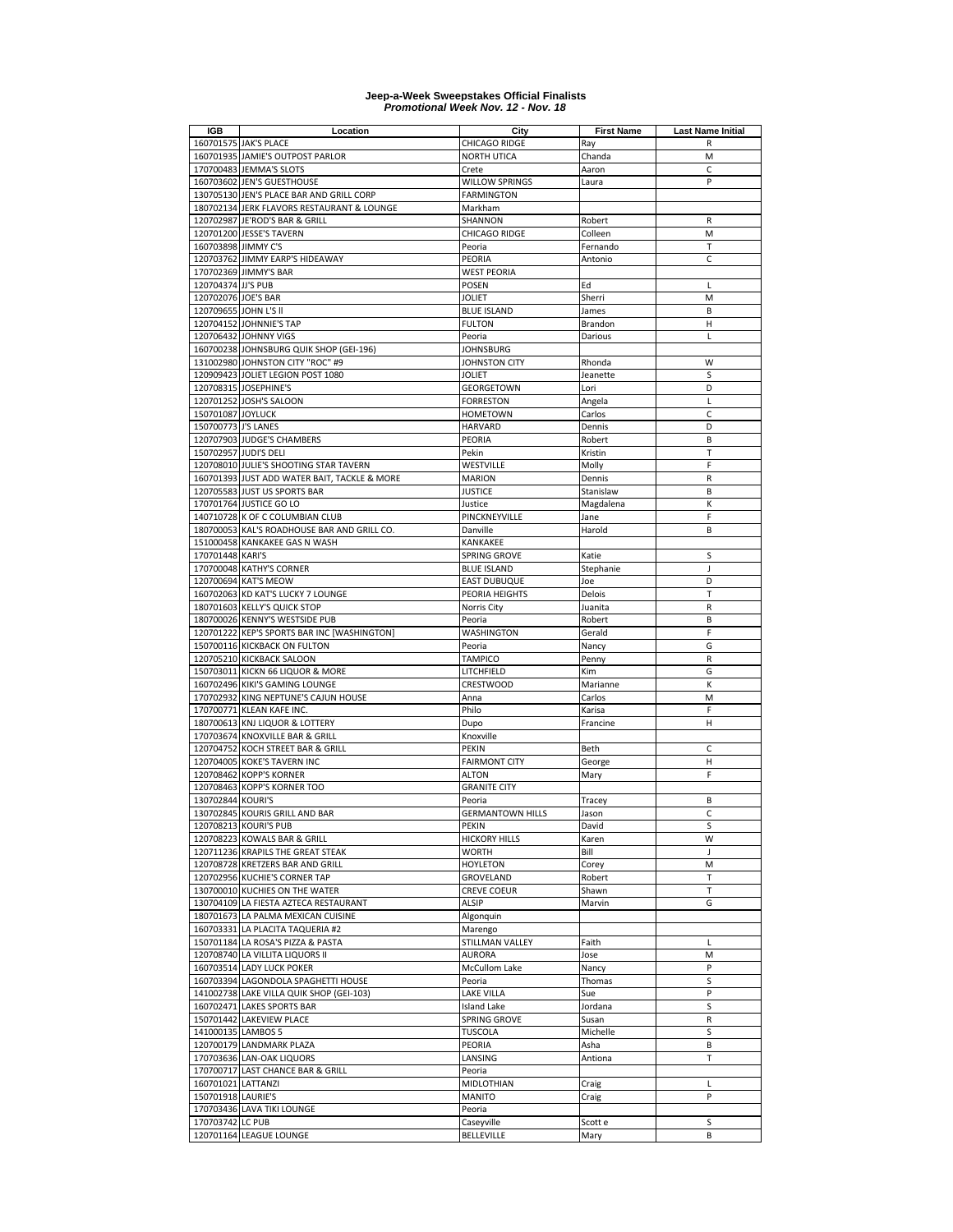**Jeep-a-Week Sweepstakes Official Finalists**
***Promotional Week Nov. 12 - Nov. 18***

| IGB | Location | City | First Name | Last Name Initial |
|---|---|---|---|---|
| 160701575 | JAK'S PLACE | CHICAGO RIDGE | Ray | R |
| 160701935 | JAMIE'S OUTPOST PARLOR | NORTH UTICA | Chanda | M |
| 170700483 | JEMMA'S SLOTS | Crete | Aaron | C |
| 160703602 | JEN'S GUESTHOUSE | WILLOW SPRINGS | Laura | P |
| 130705130 | JEN'S PLACE BAR AND GRILL CORP | FARMINGTON | | |
| 180702134 | JERK FLAVORS RESTAURANT & LOUNGE | Markham | | |
| 120702987 | JE'ROD'S BAR & GRILL | SHANNON | Robert | R |
| 120701200 | JESSE'S TAVERN | CHICAGO RIDGE | Colleen | M |
| 160703898 | JIMMY C'S | Peoria | Fernando | T |
| 120703762 | JIMMY EARP'S HIDEAWAY | PEORIA | Antonio | C |
| 170702369 | JIMMY'S BAR | WEST PEORIA | | |
| 120704374 | JJ'S PUB | POSEN | Ed | L |
| 120702076 | JOE'S BAR | JOLIET | Sherri | M |
| 120709655 | JOHN L'S II | BLUE ISLAND | James | B |
| 120704152 | JOHNNIE'S TAP | FULTON | Brandon | H |
| 120706432 | JOHNNY VIGS | Peoria | Darious | L |
| 160700238 | JOHNSBURG QUIK SHOP (GEI-196) | JOHNSBURG | | |
| 131002980 | JOHNSTON CITY "ROC" #9 | JOHNSTON CITY | Rhonda | W |
| 120909423 | JOLIET LEGION POST 1080 | JOLIET | Jeanette | S |
| 120708315 | JOSEPHINE'S | GEORGETOWN | Lori | D |
| 120701252 | JOSH'S SALOON | FORRESTON | Angela | L |
| 150701087 | JOYLUCK | HOMETOWN | Carlos | C |
| 150700773 | J'S LANES | HARVARD | Dennis | D |
| 120707903 | JUDGE'S CHAMBERS | PEORIA | Robert | B |
| 150702957 | JUDI'S DELI | Pekin | Kristin | T |
| 120708010 | JULIE'S SHOOTING STAR TAVERN | WESTVILLE | Molly | F |
| 160701393 | JUST ADD WATER BAIT, TACKLE & MORE | MARION | Dennis | R |
| 120705583 | JUST US SPORTS BAR | JUSTICE | Stanislaw | B |
| 170701764 | JUSTICE GO LO | Justice | Magdalena | K |
| 140710728 | K OF C COLUMBIAN CLUB | PINCKNEYVILLE | Jane | F |
| 180700053 | KAL'S ROADHOUSE BAR AND GRILL CO. | Danville | Harold | B |
| 151000458 | KANKAKEE GAS N WASH | KANKAKEE | | |
| 170701448 | KARI'S | SPRING GROVE | Katie | S |
| 170700048 | KATHY'S CORNER | BLUE ISLAND | Stephanie | J |
| 120700694 | KAT'S MEOW | EAST DUBUQUE | Joe | D |
| 160702063 | KD KAT'S LUCKY 7 LOUNGE | PEORIA HEIGHTS | Delois | T |
| 180701603 | KELLY'S QUICK STOP | Norris City | Juanita | R |
| 180700026 | KENNY'S WESTSIDE PUB | Peoria | Robert | B |
| 120701222 | KEP'S SPORTS BAR INC [WASHINGTON] | WASHINGTON | Gerald | F |
| 150700116 | KICKBACK ON FULTON | Peoria | Nancy | G |
| 120705210 | KICKBACK SALOON | TAMPICO | Penny | R |
| 150703011 | KICKN 66 LIQUOR & MORE | LITCHFIELD | Kim | G |
| 160702496 | KIKI'S GAMING LOUNGE | CRESTWOOD | Marianne | K |
| 170702932 | KING NEPTUNE'S CAJUN HOUSE | Anna | Carlos | M |
| 170700771 | KLEAN KAFE INC. | Philo | Karisa | F |
| 180700613 | KNJ LIQUOR & LOTTERY | Dupo | Francine | H |
| 170703674 | KNOXVILLE BAR & GRILL | Knoxville | | |
| 120704752 | KOCH STREET BAR & GRILL | PEKIN | Beth | C |
| 120704005 | KOKE'S TAVERN INC | FAIRMONT CITY | George | H |
| 120708462 | KOPP'S KORNER | ALTON | Mary | F |
| 120708463 | KOPP'S KORNER TOO | GRANITE CITY | | |
| 130702844 | KOURI'S | Peoria | Tracey | B |
| 130702845 | KOURIS GRILL AND BAR | GERMANTOWN HILLS | Jason | C |
| 120708213 | KOURI'S PUB | PEKIN | David | S |
| 120708223 | KOWALS BAR & GRILL | HICKORY HILLS | Karen | W |
| 120711236 | KRAPILS THE GREAT STEAK | WORTH | Bill | J |
| 120708728 | KRETZERS BAR AND GRILL | HOYLETON | Corey | M |
| 120702956 | KUCHIE'S CORNER TAP | GROVELAND | Robert | T |
| 130700010 | KUCHIES ON THE WATER | CREVE COEUR | Shawn | T |
| 130704109 | LA FIESTA AZTECA RESTAURANT | ALSIP | Marvin | G |
| 180701673 | LA PALMA MEXICAN CUISINE | Algonquin | | |
| 160703331 | LA PLACITA TAQUERIA #2 | Marengo | | |
| 150701184 | LA ROSA'S PIZZA & PASTA | STILLMAN VALLEY | Faith | L |
| 120708740 | LA VILLITA LIQUORS II | AURORA | Jose | M |
| 160703514 | LADY LUCK POKER | McCullom Lake | Nancy | P |
| 160703394 | LAGONDOLA SPAGHETTI HOUSE | Peoria | Thomas | S |
| 141002738 | LAKE VILLA QUIK SHOP (GEI-103) | LAKE VILLA | Sue | P |
| 160702471 | LAKES SPORTS BAR | Island Lake | Jordana | S |
| 150701442 | LAKEVIEW PLACE | SPRING GROVE | Susan | R |
| 141000135 | LAMBOS 5 | TUSCOLA | Michelle | S |
| 120700179 | LANDMARK PLAZA | PEORIA | Asha | B |
| 170703636 | LAN-OAK LIQUORS | LANSING | Antiona | T |
| 170700717 | LAST CHANCE BAR & GRILL | Peoria | | |
| 160701021 | LATTANZI | MIDLOTHIAN | Craig | L |
| 150701918 | LAURIE'S | MANITO | Craig | P |
| 170703436 | LAVA TIKI LOUNGE | Peoria | | |
| 170703742 | LC PUB | Caseyville | Scott e | S |
| 120701164 | LEAGUE LOUNGE | BELLEVILLE | Mary | B |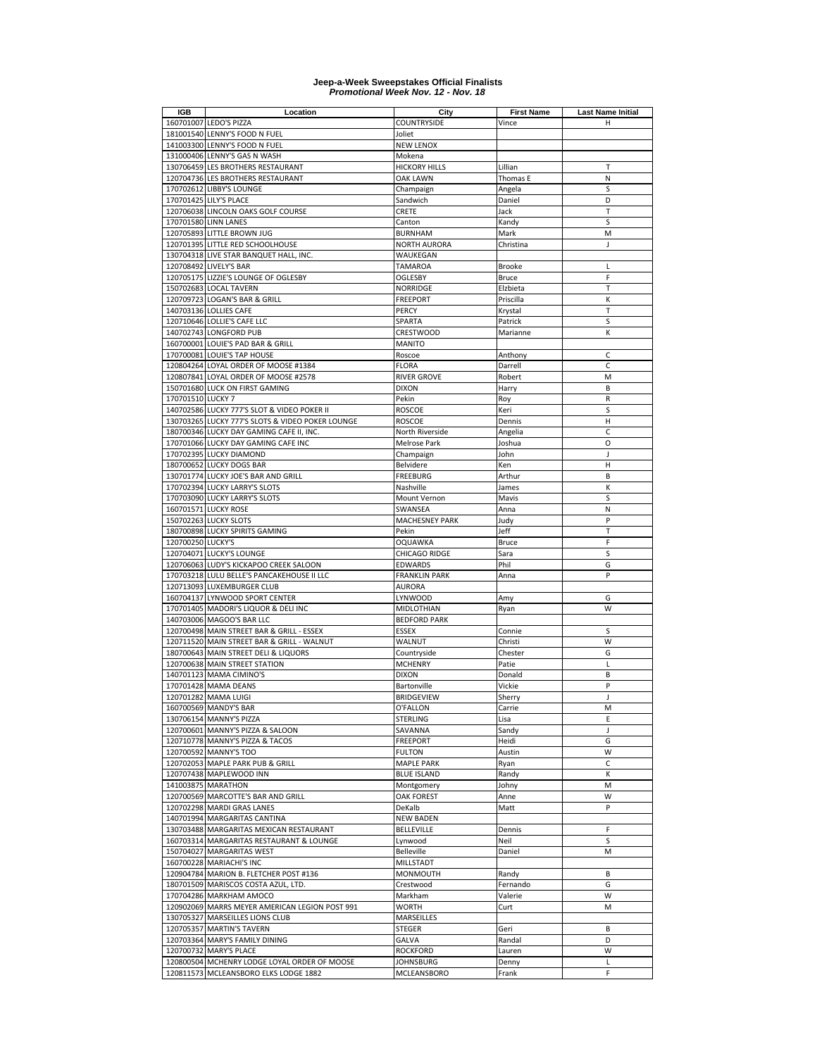**Jeep-a-Week Sweepstakes Official Finalists**
***Promotional Week Nov. 12 - Nov. 18***

| IGB | Location | City | First Name | Last Name Initial |
|---|---|---|---|---|
| 160701007 | LEDO'S PIZZA | COUNTRYSIDE | Vince | H |
| 181001540 | LENNY'S FOOD N FUEL | Joliet | | |
| 141003300 | LENNY'S FOOD N FUEL | NEW LENOX | | |
| 131000406 | LENNY'S GAS N WASH | Mokena | | |
| 130706459 | LES BROTHERS RESTAURANT | HICKORY HILLS | Lillian | T |
| 120704736 | LES BROTHERS RESTAURANT | OAK LAWN | Thomas E | N |
| 170702612 | LIBBY'S LOUNGE | Champaign | Angela | S |
| 170701425 | LILY'S PLACE | Sandwich | Daniel | D |
| 120706038 | LINCOLN OAKS GOLF COURSE | CRETE | Jack | T |
| 170701580 | LINN LANES | Canton | Kandy | S |
| 120705893 | LITTLE BROWN JUG | BURNHAM | Mark | M |
| 120701395 | LITTLE RED SCHOOLHOUSE | NORTH AURORA | Christina | J |
| 130704318 | LIVE STAR BANQUET HALL, INC. | WAUKEGAN | | |
| 120708492 | LIVELY'S BAR | TAMAROA | Brooke | L |
| 120705175 | LIZZIE'S LOUNGE OF OGLESBY | OGLESBY | Bruce | F |
| 150702683 | LOCAL TAVERN | NORRIDGE | Elzbieta | T |
| 120709723 | LOGAN'S BAR & GRILL | FREEPORT | Priscilla | K |
| 140703136 | LOLLIES CAFE | PERCY | Krystal | T |
| 120710646 | LOLLIE'S CAFE LLC | SPARTA | Patrick | S |
| 140702743 | LONGFORD PUB | CRESTWOOD | Marianne | K |
| 160700001 | LOUIE'S PAD BAR & GRILL | MANITO | | |
| 170700081 | LOUIE'S TAP HOUSE | Roscoe | Anthony | C |
| 120804264 | LOYAL ORDER OF MOOSE #1384 | FLORA | Darrell | C |
| 120807841 | LOYAL ORDER OF MOOSE #2578 | RIVER GROVE | Robert | M |
| 150701680 | LUCK ON FIRST GAMING | DIXON | Harry | B |
| 170701510 | LUCKY 7 | Pekin | Roy | R |
| 140702586 | LUCKY 777'S SLOT & VIDEO POKER II | ROSCOE | Keri | S |
| 130703265 | LUCKY 777'S SLOTS & VIDEO POKER LOUNGE | ROSCOE | Dennis | H |
| 180700346 | LUCKY DAY GAMING CAFE II, INC. | North Riverside | Angelia | C |
| 170701066 | LUCKY DAY GAMING CAFE INC | Melrose Park | Joshua | O |
| 170702395 | LUCKY DIAMOND | Champaign | John | J |
| 180700652 | LUCKY DOGS BAR | Belvidere | Ken | H |
| 130701774 | LUCKY JOE'S BAR AND GRILL | FREEBURG | Arthur | B |
| 170702394 | LUCKY LARRY'S SLOTS | Nashville | James | K |
| 170703090 | LUCKY LARRY'S SLOTS | Mount Vernon | Mavis | S |
| 160701571 | LUCKY ROSE | SWANSEA | Anna | N |
| 150702263 | LUCKY SLOTS | MACHESNEY PARK | Judy | P |
| 180700898 | LUCKY SPIRITS GAMING | Pekin | Jeff | T |
| 120700250 | LUCKY'S | OQUAWKA | Bruce | F |
| 120704071 | LUCKY'S LOUNGE | CHICAGO RIDGE | Sara | S |
| 120706063 | LUDY'S KICKAPOO CREEK SALOON | EDWARDS | Phil | G |
| 170703218 | LULU BELLE'S PANCAKEHOUSE II LLC | FRANKLIN PARK | Anna | P |
| 120713093 | LUXEMBURGER CLUB | AURORA | | |
| 160704137 | LYNWOOD SPORT CENTER | LYNWOOD | Amy | G |
| 170701405 | MADORI'S LIQUOR & DELI INC | MIDLOTHIAN | Ryan | W |
| 140703006 | MAGOO'S BAR LLC | BEDFORD PARK | | |
| 120700498 | MAIN STREET BAR & GRILL - ESSEX | ESSEX | Connie | S |
| 120711520 | MAIN STREET BAR & GRILL - WALNUT | WALNUT | Christi | W |
| 180700643 | MAIN STREET DELI & LIQUORS | Countryside | Chester | G |
| 120700638 | MAIN STREET STATION | MCHENRY | Patie | L |
| 140701123 | MAMA CIMINO'S | DIXON | Donald | B |
| 170701428 | MAMA DEANS | Bartonville | Vickie | P |
| 120701282 | MAMA LUIGI | BRIDGEVIEW | Sherry | J |
| 160700569 | MANDY'S BAR | O'FALLON | Carrie | M |
| 130706154 | MANNY'S PIZZA | STERLING | Lisa | E |
| 120700601 | MANNY'S PIZZA & SALOON | SAVANNA | Sandy | J |
| 120710778 | MANNY'S PIZZA & TACOS | FREEPORT | Heidi | G |
| 120700592 | MANNY'S TOO | FULTON | Austin | W |
| 120702053 | MAPLE PARK PUB & GRILL | MAPLE PARK | Ryan | C |
| 120707438 | MAPLEWOOD INN | BLUE ISLAND | Randy | K |
| 141003875 | MARATHON | Montgomery | Johny | M |
| 120700569 | MARCOTTE'S BAR AND GRILL | OAK FOREST | Anne | W |
| 120702298 | MARDI GRAS LANES | DeKalb | Matt | P |
| 140701994 | MARGARITAS CANTINA | NEW BADEN | | |
| 130703488 | MARGARITAS MEXICAN RESTAURANT | BELLEVILLE | Dennis | F |
| 160703314 | MARGARITAS RESTAURANT & LOUNGE | Lynwood | Neil | S |
| 150704027 | MARGARITAS WEST | Belleville | Daniel | M |
| 160700228 | MARIACHI'S INC | MILLSTADT | | |
| 120904784 | MARION B. FLETCHER POST #136 | MONMOUTH | Randy | B |
| 180701509 | MARISCOS COSTA AZUL, LTD. | Crestwood | Fernando | G |
| 170704286 | MARKHAM AMOCO | Markham | Valerie | W |
| 120902069 | MARRS MEYER AMERICAN LEGION POST 991 | WORTH | Curt | M |
| 130705327 | MARSEILLES LIONS CLUB | MARSEILLES | | |
| 120705357 | MARTIN'S TAVERN | STEGER | Geri | B |
| 120703364 | MARY'S FAMILY DINING | GALVA | Randal | D |
| 120700732 | MARY'S PLACE | ROCKFORD | Lauren | W |
| 120800504 | MCHENRY LODGE LOYAL ORDER OF MOOSE | JOHNSBURG | Denny | L |
| 120811573 | MCLEANSBORO ELKS LODGE 1882 | MCLEANSBORO | Frank | F |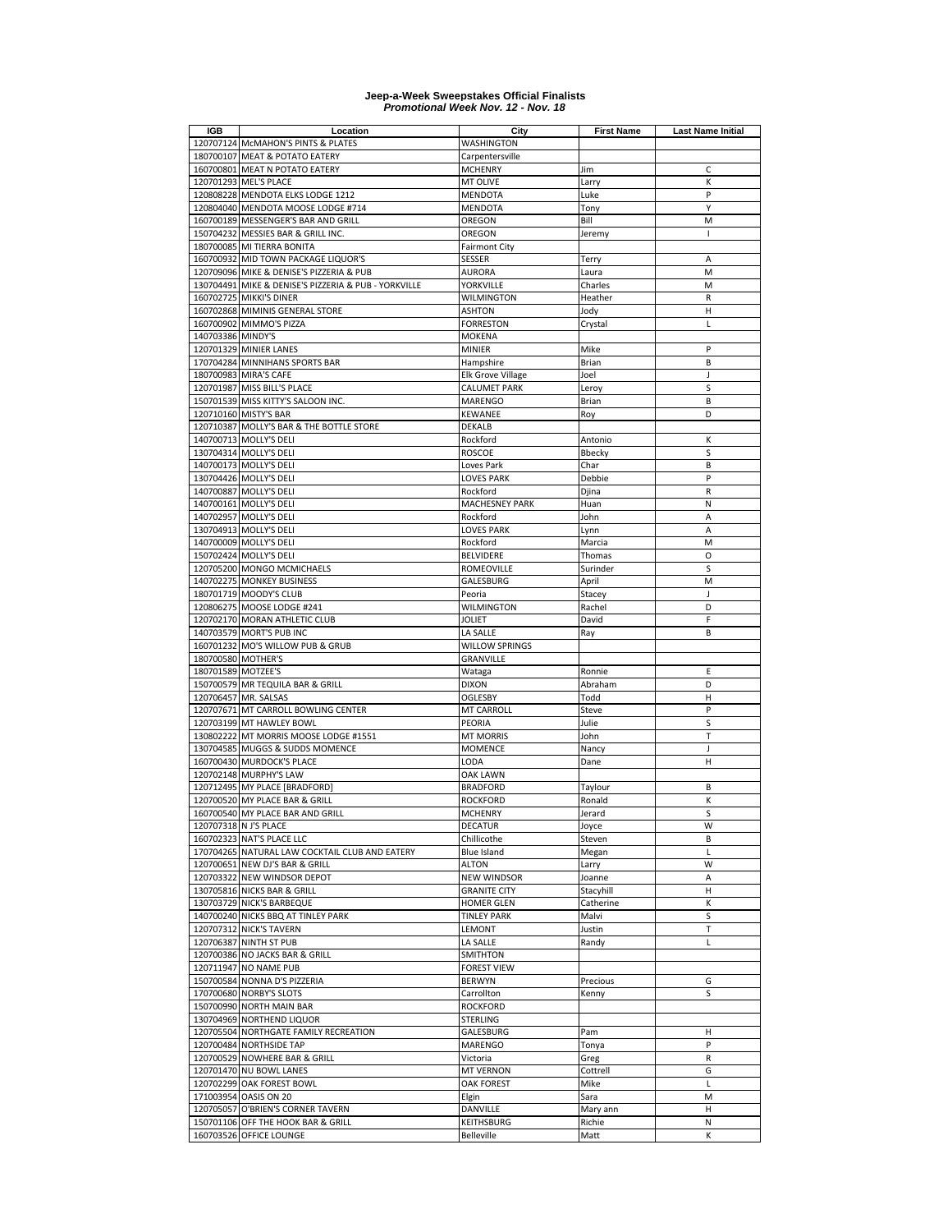**Jeep-a-Week Sweepstakes Official Finalists**
***Promotional Week Nov. 12 - Nov. 18***

| IGB | Location | City | First Name | Last Name Initial |
|---|---|---|---|---|
| 120707124 | McMAHON'S PINTS & PLATES | WASHINGTON | | |
| 180700107 | MEAT & POTATO EATERY | Carpentersville | | |
| 160700801 | MEAT N POTATO EATERY | MCHENRY | Jim | C |
| 120701293 | MEL'S PLACE | MT OLIVE | Larry | K |
| 120808228 | MENDOTA ELKS LODGE 1212 | MENDOTA | Luke | P |
| 120804040 | MENDOTA MOOSE LODGE #714 | MENDOTA | Tony | Y |
| 160700189 | MESSENGER'S BAR AND GRILL | OREGON | Bill | M |
| 150704232 | MESSIES BAR & GRILL INC. | OREGON | Jeremy | I |
| 180700085 | MI TIERRA BONITA | Fairmont City | | |
| 160700932 | MID TOWN PACKAGE LIQUOR'S | SESSER | Terry | A |
| 120709096 | MIKE & DENISE'S PIZZERIA & PUB | AURORA | Laura | M |
| 130704491 | MIKE & DENISE'S PIZZERIA & PUB - YORKVILLE | YORKVILLE | Charles | M |
| 160702725 | MIKKI'S DINER | WILMINGTON | Heather | R |
| 160702868 | MIMINIS GENERAL STORE | ASHTON | Jody | H |
| 160700902 | MIMMO'S PIZZA | FORRESTON | Crystal | L |
| 140703386 | MINDY'S | MOKENA | | |
| 120701329 | MINIER LANES | MINIER | Mike | P |
| 170704284 | MINNIHANS SPORTS BAR | Hampshire | Brian | B |
| 180700983 | MIRA'S CAFE | Elk Grove Village | Joel | J |
| 120701987 | MISS BILL'S PLACE | CALUMET PARK | Leroy | S |
| 150701539 | MISS KITTY'S SALOON INC. | MARENGO | Brian | B |
| 120710160 | MISTY'S BAR | KEWANEE | Roy | D |
| 120710387 | MOLLY'S BAR & THE BOTTLE STORE | DEKALB | | |
| 140700713 | MOLLY'S DELI | Rockford | Antonio | K |
| 130704314 | MOLLY'S DELI | ROSCOE | Bbecky | S |
| 140700173 | MOLLY'S DELI | Loves Park | Char | B |
| 130704426 | MOLLY'S DELI | LOVES PARK | Debbie | P |
| 140700887 | MOLLY'S DELI | Rockford | Djina | R |
| 140700161 | MOLLY'S DELI | MACHESNEY PARK | Huan | N |
| 140702957 | MOLLY'S DELI | Rockford | John | A |
| 130704913 | MOLLY'S DELI | LOVES PARK | Lynn | A |
| 140700009 | MOLLY'S DELI | Rockford | Marcia | M |
| 150702424 | MOLLY'S DELI | BELVIDERE | Thomas | O |
| 120705200 | MONGO MCMICHAELS | ROMEOVILLE | Surinder | S |
| 140702275 | MONKEY BUSINESS | GALESBURG | April | M |
| 180701719 | MOODY'S CLUB | Peoria | Stacey | J |
| 120806275 | MOOSE LODGE #241 | WILMINGTON | Rachel | D |
| 120702170 | MORAN ATHLETIC CLUB | JOLIET | David | F |
| 140703579 | MORT'S PUB INC | LA SALLE | Ray | B |
| 160701232 | MO'S WILLOW PUB & GRUB | WILLOW SPRINGS | | |
| 180700580 | MOTHER'S | GRANVILLE | | |
| 180701589 | MOTZEE'S | Wataga | Ronnie | E |
| 150700579 | MR TEQUILA BAR & GRILL | DIXON | Abraham | D |
| 120706457 | MR. SALSAS | OGLESBY | Todd | H |
| 120707671 | MT CARROLL BOWLING CENTER | MT CARROLL | Steve | P |
| 120703199 | MT HAWLEY BOWL | PEORIA | Julie | S |
| 130802222 | MT MORRIS MOOSE LODGE #1551 | MT MORRIS | John | T |
| 130704585 | MUGGS & SUDDS MOMENCE | MOMENCE | Nancy | J |
| 160700430 | MURDOCK'S PLACE | LODA | Dane | H |
| 120702148 | MURPHY'S LAW | OAK LAWN | | |
| 120712495 | MY PLACE [BRADFORD] | BRADFORD | Taylour | B |
| 120700520 | MY PLACE BAR & GRILL | ROCKFORD | Ronald | K |
| 160700540 | MY PLACE BAR AND GRILL | MCHENRY | Jerard | S |
| 120707318 | N J'S PLACE | DECATUR | Joyce | W |
| 160702323 | NAT'S PLACE LLC | Chillicothe | Steven | B |
| 170704265 | NATURAL LAW COCKTAIL CLUB AND EATERY | Blue Island | Megan | L |
| 120700651 | NEW DJ'S BAR & GRILL | ALTON | Larry | W |
| 120703322 | NEW WINDSOR DEPOT | NEW WINDSOR | Joanne | A |
| 130705816 | NICKS BAR & GRILL | GRANITE CITY | Stacyhill | H |
| 130703729 | NICK'S BARBEQUE | HOMER GLEN | Catherine | K |
| 140700240 | NICKS BBQ AT TINLEY PARK | TINLEY PARK | Malvi | S |
| 120707312 | NICK'S TAVERN | LEMONT | Justin | T |
| 120706387 | NINTH ST PUB | LA SALLE | Randy | L |
| 120700386 | NO JACKS BAR & GRILL | SMITHTON | | |
| 120711947 | NO NAME PUB | FOREST VIEW | | |
| 150700584 | NONNA D'S PIZZERIA | BERWYN | Precious | G |
| 170700680 | NORBY'S SLOTS | Carrollton | Kenny | S |
| 150700990 | NORTH MAIN BAR | ROCKFORD | | |
| 130704969 | NORTHEND LIQUOR | STERLING | | |
| 120705504 | NORTHGATE FAMILY RECREATION | GALESBURG | Pam | H |
| 120700484 | NORTHSIDE TAP | MARENGO | Tonya | P |
| 120700529 | NOWHERE BAR & GRILL | Victoria | Greg | R |
| 120701470 | NU BOWL LANES | MT VERNON | Cottrell | G |
| 120702299 | OAK FOREST BOWL | OAK FOREST | Mike | L |
| 171003954 | OASIS ON 20 | Elgin | Sara | M |
| 120705057 | O'BRIEN'S CORNER TAVERN | DANVILLE | Mary ann | H |
| 150701106 | OFF THE HOOK BAR & GRILL | KEITHSBURG | Richie | N |
| 160703526 | OFFICE LOUNGE | Belleville | Matt | K |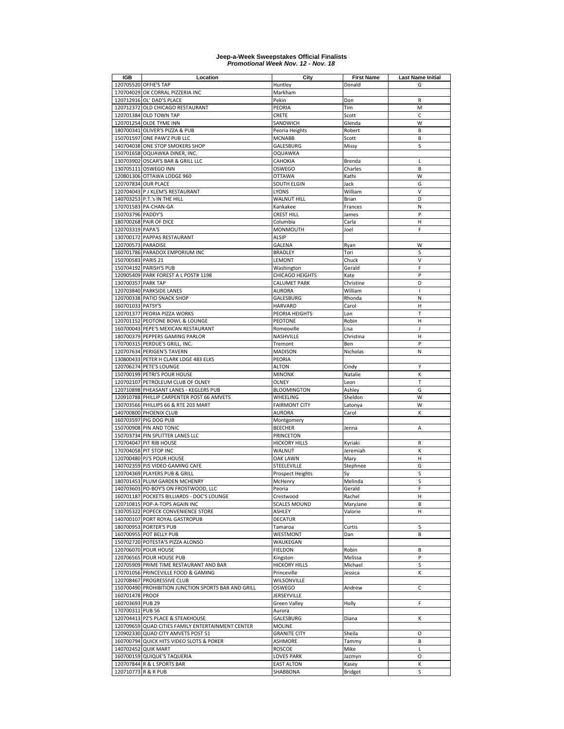**Jeep-a-Week Sweepstakes Official Finalists**
***Promotional Week Nov. 12 - Nov. 18***

| IGB | Location | City | First Name | Last Name Initial |
|---|---|---|---|---|
| 120705520 | OFFIE'S TAP | Huntley | Donald | G |
| 170704029 | OK CORRAL PIZZERIA INC | Markham | | |
| 120712916 | OL' DAD'S PLACE | Pekin | Don | R |
| 120712372 | OLD CHICAGO RESTAURANT | PEORIA | Tim | M |
| 120701384 | OLD TOWN TAP | CRETE | Scott | C |
| 120701254 | OLDE TYME INN | SANDWICH | Glenda | W |
| 180700341 | OLIVER'S PIZZA & PUB | Peoria Heights | Robert | B |
| 150701597 | ONE PAW'Z PUB LLC | MCNABB | Scott | B |
| 140704038 | ONE STOP SMOKERS SHOP | GALESBURG | Missy | S |
| 150701658 | OQUAWKA DINER, INC. | OQUAWKA | | |
| 130703902 | OSCAR'S BAR & GRILL LLC | CAHOKIA | Brenda | L |
| 130705111 | OSWEGO INN | OSWEGO | Charles | B |
| 120801306 | OTTAWA LODGE 960 | OTTAWA | Kathi | W |
| 120707834 | OUR PLACE | SOUTH ELGIN | Jack | G |
| 120704043 | P J KLEM'S RESTAURANT | LYONS | William | V |
| 140703253 | P.T.'s IN THE HILL | WALNUT HILL | Brian | D |
| 170701583 | PA-CHAN-GA | Kankakee | Frances | N |
| 150703796 | PADDY'S | CREST HILL | James | P |
| 180700268 | PAIR OF DICE | Columbia | Carla | H |
| 120703319 | PAPA'S | MONMOUTH | Joel | F |
| 130700172 | PAPPAS RESTAURANT | ALSIP | | |
| 120700573 | PARADISE | GALENA | Ryan | W |
| 160701786 | PARADOX EMPORIUM INC | BRADLEY | Tori | S |
| 150700583 | PARIS 21 | LEMONT | Chuck | V |
| 150704192 | PARISH'S PUB | Washington | Gerald | F |
| 120905409 | PARK FOREST A L POST# 1198 | CHICAGO HEIGHTS | Kate | P |
| 130700357 | PARK TAP | CALUMET PARK | Christine | D |
| 120703840 | PARKSIDE LANES | AURORA | William | I |
| 120700338 | PATIO SNACK SHOP | GALESBURG | Rhonda | N |
| 160701033 | PATSY'S | HARVARD | Carol | H |
| 120701377 | PEORIA PIZZA WORKS | PEORIA HEIGHTS | Lon | T |
| 120701152 | PEOTONE BOWL & LOUNGE | PEOTONE | Robin | H |
| 160700043 | PEPE'S MEXICAN RESTAURANT | Romeoville | Lisa | J |
| 180700379 | PEPPERS GAMING PARLOR | NASHVILLE | Christina | H |
| 170700315 | PERDUE'S GRILL, INC. | Tremont | Ben | P |
| 120707634 | PERIGEN'S TAVERN | MADISON | Nicholas | N |
| 130800433 | PETER H CLARK LDGE 483 ELKS | PEORIA | | |
| 120706274 | PETE'S LOUNGE | ALTON | Cindy | Y |
| 150700199 | PETRI'S POUR HOUSE | MINONK | Natalie | K |
| 120702107 | PETROLEUM CLUB OF OLNEY | OLNEY | Leon | T |
| 120710898 | PHEASANT LANES - KEGLERS PUB | BLOOMINGTON | Ashley | G |
| 120910788 | PHILLIP CARPENTER POST 66 AMVETS | WHEELING | Sheldon | W |
| 130703566 | PHILLIPS 66 & RTE 203 MART | FAIRMONT CITY | Latonya | W |
| 140700800 | PHOENIX CLUB | AURORA | Carol | K |
| 160703597 | PIG DOG PUB | Montgomery | | |
| 150700908 | PIN AND TONIC | BEECHER | Jenna | A |
| 150703734 | PIN SPLITTER LANES LLC | PRINCETON | | |
| 170704047 | PIT RIB HOUSE | HICKORY HILLS | Kyriaki | R |
| 170704058 | PIT STOP INC | WALNUT | Jeremiah | K |
| 120700480 | PJ'S POUR HOUSE | OAK LAWN | Mary | H |
| 140702359 | PJS VIDEO GAMING CAFE | STEELEVILLE | Stephnee | G |
| 120704369 | PLAYERS PUB & GRILL | Prospect Heights | Sy | S |
| 180701453 | PLUM GARDEN MCHENRY | McHenry | Melinda | S |
| 140703603 | PO-BOY'S ON FROSTWOOD, LLC | Peoria | Gerald | F |
| 160701187 | POCKETS BILLIARDS - DOC'S LOUNGE | Crestwood | Rachel | H |
| 120710815 | POP-A-TOPS AGAIN INC | SCALES MOUND | MaryJane | B |
| 130705322 | POPECK CONVENIENCE STORE | ASHLEY | Valorie | H |
| 140700107 | PORT ROYAL GASTROPUB | DECATUR | | |
| 180700953 | PORTER'S PUB | Tamaroa | Curtis | S |
| 160700955 | POT BELLY PUB | WESTMONT | Dan | B |
| 150702720 | POTESTA'S PIZZA ALONSO | WAUKEGAN | | |
| 120706070 | POUR HOUSE | FIELDON | Robin | B |
| 120706565 | POUR HOUSE PUB | Kingston | Melissa | P |
| 120705909 | PRIME TIME RESTAURANT AND BAR | HICKORY HILLS | Michael | S |
| 170701056 | PRINCEVILLE FOOD & GAMING | Princeville | Jessica | K |
| 120708467 | PROGRESSIVE CLUB | WILSONVILLE | | |
| 150700490 | PROHIBITION JUNCTION SPORTS BAR AND GRILL | OSWEGO | Andrew | C |
| 160701478 | PROOF | JERSEYVILLE | | |
| 160703693 | PUB 29 | Green Valley | Holly | F |
| 170700311 | PUB 56 | Aurora | | |
| 120704413 | PZ'S PLACE & STEAKHOUSE | GALESBURG | Diana | K |
| 120709659 | QUAD CITIES FAMILY ENTERTAINMENT CENTER | MOLINE | | |
| 120902330 | QUAD CITY AMVETS POST 51 | GRANITE CITY | Sheila | O |
| 160700794 | QUICK HITS VIDEO SLOTS & POKER | ASHMORE | Tammy | B |
| 140702452 | QUIK MART | ROSCOE | Mike | L |
| 160700159 | QUIQUE'S TAQUERIA | LOVES PARK | Jazmyn | O |
| 120707844 | R & L SPORTS BAR | EAST ALTON | Kasey | K |
| 120710773 | R & R PUB | SHABBONA | Bridget | S |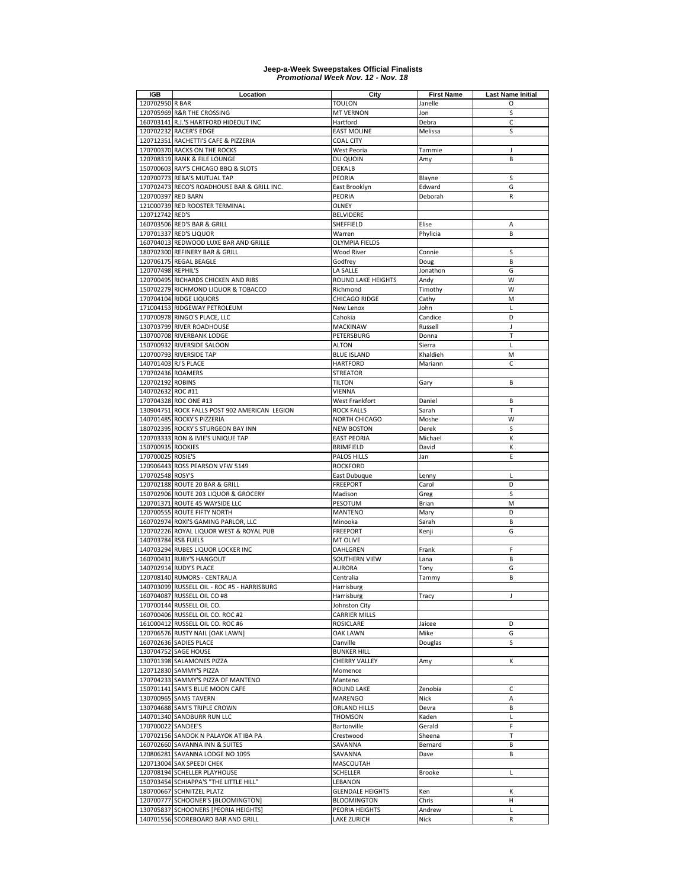**Jeep-a-Week Sweepstakes Official Finalists**
***Promotional Week Nov. 12 - Nov. 18***

| IGB | Location | City | First Name | Last Name Initial |
|---|---|---|---|---|
| 120702950 | R BAR | TOULON | Janelle | O |
| 120705969 | R&R THE CROSSING | MT VERNON | Jon | S |
| 160703141 | R.J.'S HARTFORD HIDEOUT INC | Hartford | Debra | C |
| 120702232 | RACER'S EDGE | EAST MOLINE | Melissa | S |
| 120712351 | RACHETTI'S CAFE & PIZZERIA | COAL CITY | | |
| 170700370 | RACKS ON THE ROCKS | West Peoria | Tammie | J |
| 120708319 | RANK & FILE LOUNGE | DU QUOIN | Amy | B |
| 150700603 | RAY'S CHICAGO BBQ & SLOTS | DEKALB | | |
| 120700773 | REBA'S MUTUAL TAP | PEORIA | Blayne | S |
| 170702473 | RECO'S ROADHOUSE BAR & GRILL INC. | East Brooklyn | Edward | G |
| 120700397 | RED BARN | PEORIA | Deborah | R |
| 121000739 | RED ROOSTER TERMINAL | OLNEY | | |
| 120712742 | RED'S | BELVIDERE | | |
| 160703506 | RED'S BAR & GRILL | SHEFFIELD | Elise | A |
| 170701337 | RED'S LIQUOR | Warren | Phylicia | B |
| 160704013 | REDWOOD LUXE BAR AND GRILLE | OLYMPIA FIELDS | | |
| 180702300 | REFINERY BAR & GRILL | Wood River | Connie | S |
| 120706175 | REGAL BEAGLE | Godfrey | Doug | B |
| 120707498 | REPHIL'S | LA SALLE | Jonathon | G |
| 120700495 | RICHARDS CHICKEN AND RIBS | ROUND LAKE HEIGHTS | Andy | W |
| 150702279 | RICHMOND LIQUOR & TOBACCO | Richmond | Timothy | W |
| 170704104 | RIDGE LIQUORS | CHICAGO RIDGE | Cathy | M |
| 171004153 | RIDGEWAY PETROLEUM | New Lenox | John | L |
| 170700978 | RINGO'S PLACE, LLC | Cahokia | Candice | D |
| 130703799 | RIVER ROADHOUSE | MACKINAW | Russell | J |
| 130700708 | RIVERBANK LODGE | PETERSBURG | Donna | T |
| 150700932 | RIVERSIDE SALOON | ALTON | Sierra | L |
| 120700793 | RIVERSIDE TAP | BLUE ISLAND | Khaldieh | M |
| 140701403 | RJ'S PLACE | HARTFORD | Mariann | C |
| 170702436 | ROAMERS | STREATOR | | |
| 120702192 | ROBINS | TILTON | Gary | B |
| 140702632 | ROC #11 | VIENNA | | |
| 170704328 | ROC ONE #13 | West Frankfort | Daniel | B |
| 130904751 | ROCK FALLS POST 902 AMERICAN LEGION | ROCK FALLS | Sarah | T |
| 140701485 | ROCKY'S PIZZERIA | NORTH CHICAGO | Moshe | W |
| 180702395 | ROCKY'S STURGEON BAY INN | NEW BOSTON | Derek | S |
| 120703333 | RON & IVIE'S UNIQUE TAP | EAST PEORIA | Michael | K |
| 150700935 | ROOKIES | BRIMFIELD | David | K |
| 170700025 | ROSIE'S | PALOS HILLS | Jan | E |
| 120906443 | ROSS PEARSON VFW 5149 | ROCKFORD | | |
| 170702548 | ROSY'S | East Dubuque | Lenny | L |
| 120702188 | ROUTE 20 BAR & GRILL | FREEPORT | Carol | D |
| 150702906 | ROUTE 203 LIQUOR & GROCERY | Madison | Greg | S |
| 120701371 | ROUTE 45 WAYSIDE LLC | PESOTUM | Brian | M |
| 120700555 | ROUTE FIFTY NORTH | MANTENO | Mary | D |
| 160702974 | ROXI'S GAMING PARLOR, LLC | Minooka | Sarah | B |
| 120702226 | ROYAL LIQUOR WEST & ROYAL PUB | FREEPORT | Kenji | G |
| 140703784 | RSB FUELS | MT OLIVE | | |
| 140703294 | RUBES LIQUOR LOCKER INC | DAHLGREN | Frank | F |
| 160700431 | RUBY'S HANGOUT | SOUTHERN VIEW | Lana | B |
| 140702914 | RUDY'S PLACE | AURORA | Tony | G |
| 120708140 | RUMORS - CENTRALIA | Centralia | Tammy | B |
| 140703099 | RUSSELL OIL - ROC #5 - HARRISBURG | Harrisburg | | |
| 160704087 | RUSSELL OIL CO #8 | Harrisburg | Tracy | J |
| 170700144 | RUSSELL OIL CO. | Johnston City | | |
| 160700406 | RUSSELL OIL CO. ROC #2 | CARRIER MILLS | | |
| 161000412 | RUSSELL OIL CO. ROC #6 | ROSICLARE | Jaicee | D |
| 120706576 | RUSTY NAIL [OAK LAWN] | OAK LAWN | Mike | G |
| 160702636 | SADIES PLACE | Danville | Douglas | S |
| 130704752 | SAGE HOUSE | BUNKER HILL | | |
| 130701398 | SALAMONES PIZZA | CHERRY VALLEY | Amy | K |
| 120712830 | SAMMY'S PIZZA | Momence | | |
| 170704233 | SAMMY'S PIZZA OF MANTENO | Manteno | | |
| 150701141 | SAM'S BLUE MOON CAFE | ROUND LAKE | Zenobia | C |
| 130700965 | SAMS TAVERN | MARENGO | Nick | A |
| 130704688 | SAM'S TRIPLE CROWN | ORLAND HILLS | Devra | B |
| 140701340 | SANDBURR RUN LLC | THOMSON | Kaden | L |
| 170700022 | SANDEE'S | Bartonville | Gerald | F |
| 170702156 | SANDOK N PALAYOK AT IBA PA | Crestwood | Sheena | T |
| 160702660 | SAVANNA INN & SUITES | SAVANNA | Bernard | B |
| 120806281 | SAVANNA LODGE NO 1095 | SAVANNA | Dave | B |
| 120713004 | SAX SPEEDI CHEK | MASCOUTAH | | |
| 120708194 | SCHELLER PLAYHOUSE | SCHELLER | Brooke | L |
| 150703454 | SCHIAPPA'S "THE LITTLE HILL" | LEBANON | | |
| 180700667 | SCHNITZEL PLATZ | GLENDALE HEIGHTS | Ken | K |
| 120700777 | SCHOONER'S [BLOOMINGTON] | BLOOMINGTON | Chris | H |
| 130705837 | SCHOONERS [PEORIA HEIGHTS] | PEORIA HEIGHTS | Andrew | L |
| 140701556 | SCOREBOARD BAR AND GRILL | LAKE ZURICH | Nick | R |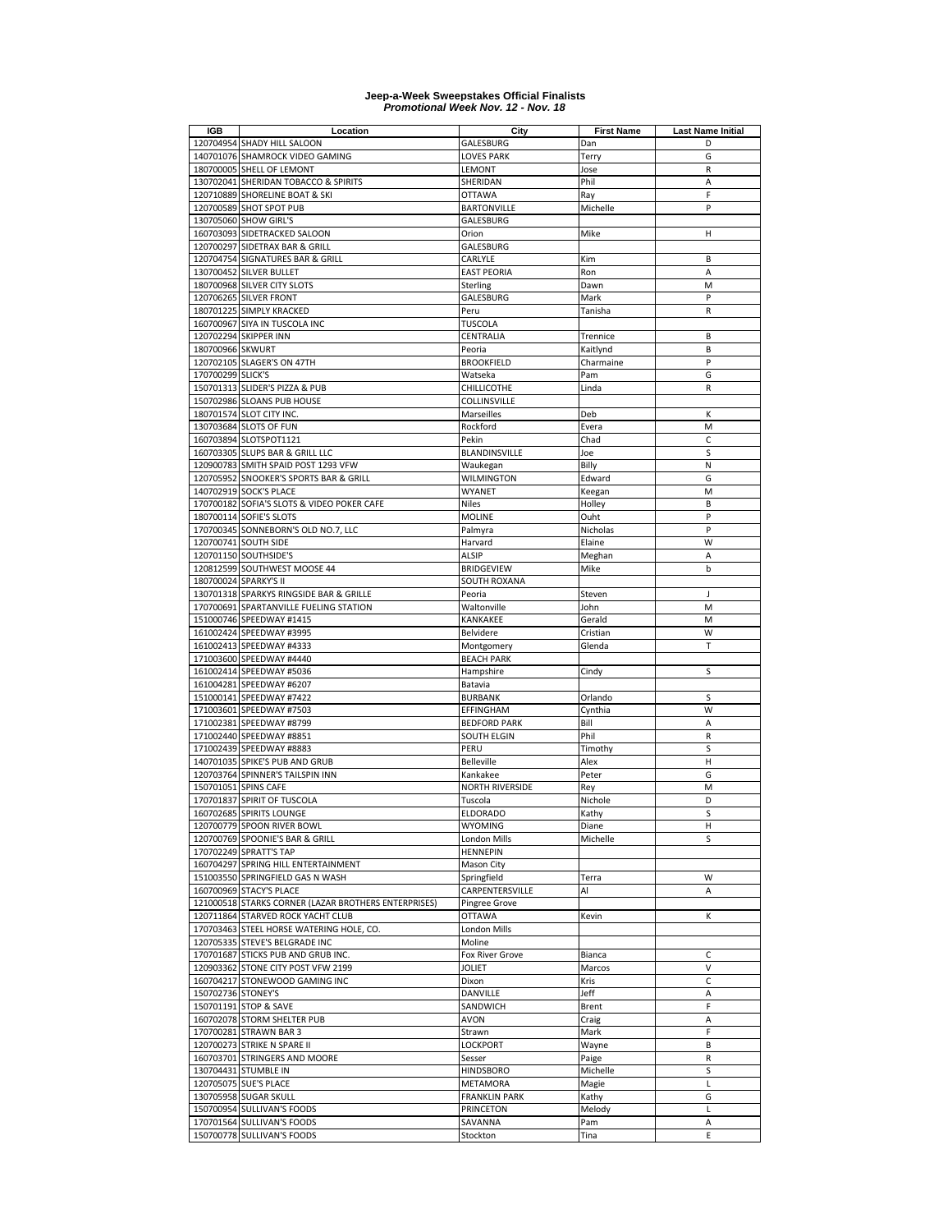**Jeep-a-Week Sweepstakes Official Finalists**
***Promotional Week Nov. 12 - Nov. 18***

| IGB | Location | City | First Name | Last Name Initial |
|---|---|---|---|---|
| 120704954 | SHADY HILL SALOON | GALESBURG | Dan | D |
| 140701076 | SHAMROCK VIDEO GAMING | LOVES PARK | Terry | G |
| 180700005 | SHELL OF LEMONT | LEMONT | Jose | R |
| 130702041 | SHERIDAN TOBACCO & SPIRITS | SHERIDAN | Phil | A |
| 120710889 | SHORELINE BOAT & SKI | OTTAWA | Ray | F |
| 120700589 | SHOT SPOT PUB | BARTONVILLE | Michelle | P |
| 130705060 | SHOW GIRL'S | GALESBURG | | |
| 160703093 | SIDETRACKED SALOON | Orion | Mike | H |
| 120700297 | SIDETRAX BAR & GRILL | GALESBURG | | |
| 120704754 | SIGNATURES BAR & GRILL | CARLYLE | Kim | B |
| 130700452 | SILVER BULLET | EAST PEORIA | Ron | A |
| 180700968 | SILVER CITY SLOTS | Sterling | Dawn | M |
| 120706265 | SILVER FRONT | GALESBURG | Mark | P |
| 180701225 | SIMPLY KRACKED | Peru | Tanisha | R |
| 160700967 | SIYA IN TUSCOLA INC | TUSCOLA | | |
| 120702294 | SKIPPER INN | CENTRALIA | Trennice | B |
| 180700966 | SKWURT | Peoria | Kaitlynd | B |
| 120702105 | SLAGER'S ON 47TH | BROOKFIELD | Charmaine | P |
| 170700299 | SLICK'S | Watseka | Pam | G |
| 150701313 | SLIDER'S PIZZA & PUB | CHILLICOTHE | Linda | R |
| 150702986 | SLOANS PUB HOUSE | COLLINSVILLE | | |
| 180701574 | SLOT CITY INC. | Marseilles | Deb | K |
| 130703684 | SLOTS OF FUN | Rockford | Evera | M |
| 160703894 | SLOTSPOT1121 | Pekin | Chad | C |
| 160703305 | SLUPS BAR & GRILL LLC | BLANDINSVILLE | Joe | S |
| 120900783 | SMITH SPAID POST 1293 VFW | Waukegan | Billy | N |
| 120705952 | SNOOKER'S SPORTS BAR & GRILL | WILMINGTON | Edward | G |
| 140702919 | SOCK'S PLACE | WYANET | Keegan | M |
| 170700182 | SOFIA'S SLOTS & VIDEO POKER CAFE | Niles | Holley | B |
| 180700114 | SOFIE'S SLOTS | MOLINE | Ouht | P |
| 170700345 | SONNEBORN'S OLD NO.7, LLC | Palmyra | Nicholas | P |
| 120700741 | SOUTH SIDE | Harvard | Elaine | W |
| 120701150 | SOUTHSIDE'S | ALSIP | Meghan | A |
| 120812599 | SOUTHWEST MOOSE 44 | BRIDGEVIEW | Mike | b |
| 180700024 | SPARKY'S II | SOUTH ROXANA | | |
| 130701318 | SPARKYS RINGSIDE BAR & GRILLE | Peoria | Steven | J |
| 170700691 | SPARTANVILLE FUELING STATION | Waltonville | John | M |
| 151000746 | SPEEDWAY #1415 | KANKAKEE | Gerald | M |
| 161002424 | SPEEDWAY #3995 | Belvidere | Cristian | W |
| 161002413 | SPEEDWAY #4333 | Montgomery | Glenda | T |
| 171003600 | SPEEDWAY #4440 | BEACH PARK | | |
| 161002414 | SPEEDWAY #5036 | Hampshire | Cindy | S |
| 161004281 | SPEEDWAY #6207 | Batavia | | |
| 151000141 | SPEEDWAY #7422 | BURBANK | Orlando | S |
| 171003601 | SPEEDWAY #7503 | EFFINGHAM | Cynthia | W |
| 171002381 | SPEEDWAY #8799 | BEDFORD PARK | Bill | A |
| 171002440 | SPEEDWAY #8851 | SOUTH ELGIN | Phil | R |
| 171002439 | SPEEDWAY #8883 | PERU | Timothy | S |
| 140701035 | SPIKE'S PUB AND GRUB | Belleville | Alex | H |
| 120703764 | SPINNER'S TAILSPIN INN | Kankakee | Peter | G |
| 150701051 | SPINS CAFE | NORTH RIVERSIDE | Rey | M |
| 170701837 | SPIRIT OF TUSCOLA | Tuscola | Nichole | D |
| 160702685 | SPIRITS LOUNGE | ELDORADO | Kathy | S |
| 120700779 | SPOON RIVER BOWL | WYOMING | Diane | H |
| 120700769 | SPOONIE'S BAR & GRILL | London Mills | Michelle | S |
| 170702249 | SPRATT'S TAP | HENNEPIN | | |
| 160704297 | SPRING HILL ENTERTAINMENT | Mason City | | |
| 151003550 | SPRINGFIELD GAS N WASH | Springfield | Terra | W |
| 160700969 | STACY'S PLACE | CARPENTERSVILLE | Al | A |
| 121000518 | STARKS CORNER (LAZAR BROTHERS ENTERPRISES) | Pingree Grove | | |
| 120711864 | STARVED ROCK YACHT CLUB | OTTAWA | Kevin | K |
| 170703463 | STEEL HORSE WATERING HOLE, CO. | London Mills | | |
| 120705335 | STEVE'S BELGRADE INC | Moline | | |
| 170701687 | STICKS PUB AND GRUB INC. | Fox River Grove | Bianca | C |
| 120903362 | STONE CITY POST VFW 2199 | JOLIET | Marcos | V |
| 160704217 | STONEWOOD GAMING INC | Dixon | Kris | C |
| 150702736 | STONEY'S | DANVILLE | Jeff | A |
| 150701191 | STOP & SAVE | SANDWICH | Brent | F |
| 160702078 | STORM SHELTER PUB | AVON | Craig | A |
| 170700281 | STRAWN BAR 3 | Strawn | Mark | F |
| 120700273 | STRIKE N SPARE II | LOCKPORT | Wayne | B |
| 160703701 | STRINGERS AND MOORE | Sesser | Paige | R |
| 130704431 | STUMBLE IN | HINDSBORO | Michelle | S |
| 120705075 | SUE'S PLACE | METAMORA | Magie | L |
| 130705958 | SUGAR SKULL | FRANKLIN PARK | Kathy | G |
| 150700954 | SULLIVAN'S FOODS | PRINCETON | Melody | L |
| 170701564 | SULLIVAN'S FOODS | SAVANNA | Pam | A |
| 150700778 | SULLIVAN'S FOODS | Stockton | Tina | E |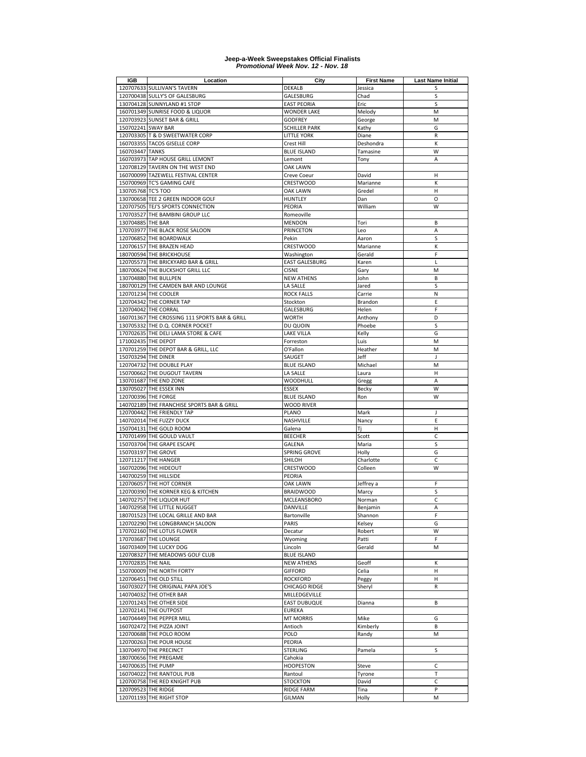**Jeep-a-Week Sweepstakes Official Finalists**
***Promotional Week Nov. 12 - Nov. 18***

| IGB | Location | City | First Name | Last Name Initial |
|---|---|---|---|---|
| 120707633 | SULLIVAN'S TAVERN | DEKALB | Jessica | S |
| 120700438 | SULLY'S OF GALESBURG | GALESBURG | Chad | S |
| 130704128 | SUNNYLAND #1 STOP | EAST PEORIA | Eric | S |
| 160701349 | SUNRISE FOOD & LIQUOR | WONDER LAKE | Melody | M |
| 120703923 | SUNSET BAR & GRILL | GODFREY | George | M |
| 150702241 | SWAY BAR | SCHILLER PARK | Kathy | G |
| 120703305 | T & D SWEETWATER CORP | LITTLE YORK | Diane | R |
| 160703355 | TACOS GISELLE CORP | Crest Hill | Deshondra | K |
| 160703447 | TANKS | BLUE ISLAND | Tamasine | W |
| 160703973 | TAP HOUSE GRILL LEMONT | Lemont | Tony | A |
| 120708129 | TAVERN ON THE WEST END | OAK LAWN | | |
| 160700099 | TAZEWELL FESTIVAL CENTER | Creve Coeur | David | H |
| 150700969 | TC'S GAMING CAFE | CRESTWOOD | Marianne | K |
| 130705768 | TC'S TOO | OAK LAWN | Gredel | H |
| 130700658 | TEE 2 GREEN INDOOR GOLF | HUNTLEY | Dan | O |
| 120707505 | TEJ'S SPORTS CONNECTION | PEORIA | William | W |
| 170703527 | THE BAMBINI GROUP LLC | Romeoville | | |
| 130704885 | THE BAR | MENDON | Tori | B |
| 170703977 | THE BLACK ROSE SALOON | PRINCETON | Leo | A |
| 120706852 | THE BOARDWALK | Pekin | Aaron | S |
| 120706157 | THE BRAZEN HEAD | CRESTWOOD | Marianne | K |
| 180700594 | THE BRICKHOUSE | Washington | Gerald | F |
| 120705573 | THE BRICKYARD BAR & GRILL | EAST GALESBURG | Karen | L |
| 180700624 | THE BUCKSHOT GRILL LLC | CISNE | Gary | M |
| 130704880 | THE BULLPEN | NEW ATHENS | John | B |
| 180700129 | THE CAMDEN BAR AND LOUNGE | LA SALLE | Jared | S |
| 120701234 | THE COOLER | ROCK FALLS | Carrie | N |
| 120704342 | THE CORNER TAP | Stockton | Brandon | E |
| 120704042 | THE CORRAL | GALESBURG | Helen | F |
| 160701367 | THE CROSSING 111 SPORTS BAR & GRILL | WORTH | Anthony | D |
| 130705332 | THE D.Q. CORNER POCKET | DU QUOIN | Phoebe | S |
| 170702635 | THE DELI LAMA STORE & CAFE | LAKE VILLA | Kelly | G |
| 171002435 | THE DEPOT | Forreston | Luis | M |
| 170701259 | THE DEPOT BAR & GRILL, LLC | O'Fallon | Heather | M |
| 150703294 | THE DINER | SAUGET | Jeff | J |
| 120704732 | THE DOUBLE PLAY | BLUE ISLAND | Michael | M |
| 150700662 | THE DUGOUT TAVERN | LA SALLE | Laura | H |
| 130701687 | THE END ZONE | WOODHULL | Gregg | A |
| 130705027 | THE ESSEX INN | ESSEX | Becky | W |
| 120700396 | THE FORGE | BLUE ISLAND | Ron | W |
| 140702189 | THE FRANCHISE SPORTS BAR & GRILL | WOOD RIVER | | |
| 120700442 | THE FRIENDLY TAP | PLANO | Mark | J |
| 140702014 | THE FUZZY DUCK | NASHVILLE | Nancy | E |
| 150704131 | THE GOLD ROOM | Galena | Tj | H |
| 170701499 | THE GOULD VAULT | BEECHER | Scott | C |
| 150703704 | THE GRAPE ESCAPE | GALENA | Maria | S |
| 150703197 | THE GROVE | SPRING GROVE | Holly | G |
| 120711217 | THE HANGER | SHILOH | Charlotte | C |
| 160702096 | THE HIDEOUT | CRESTWOOD | Colleen | W |
| 140700259 | THE HILLSIDE | PEORIA | | |
| 120706057 | THE HOT CORNER | OAK LAWN | Jeffrey a | F |
| 120700390 | THE KORNER KEG & KITCHEN | BRAIDWOOD | Marcy | S |
| 140702757 | THE LIQUOR HUT | MCLEANSBORO | Norman | C |
| 140702958 | THE LITTLE NUGGET | DANVILLE | Benjamin | A |
| 180701523 | THE LOCAL GRILLE AND BAR | Bartonville | Shannon | F |
| 120702290 | THE LONGBRANCH SALOON | PARIS | Kelsey | G |
| 170702160 | THE LOTUS FLOWER | Decatur | Robert | W |
| 170703687 | THE LOUNGE | Wyoming | Patti | F |
| 160703409 | THE LUCKY DOG | Lincoln | Gerald | M |
| 120708327 | THE MEADOWS GOLF CLUB | BLUE ISLAND | | |
| 170702835 | THE NAIL | NEW ATHENS | Geoff | K |
| 150700009 | THE NORTH FORTY | GIFFORD | Celia | H |
| 120706451 | THE OLD STILL | ROCKFORD | Peggy | H |
| 160703027 | THE ORIGINAL PAPA JOE'S | CHICAGO RIDGE | Sheryl | R |
| 140704032 | THE OTHER BAR | MILLEDGEVILLE | | |
| 120701243 | THE OTHER SIDE | EAST DUBUQUE | Dianna | B |
| 120702141 | THE OUTPOST | EUREKA | | |
| 140704449 | THE PEPPER MILL | MT MORRIS | Mike | G |
| 160702472 | THE PIZZA JOINT | Antioch | Kimberly | B |
| 120700688 | THE POLO ROOM | POLO | Randy | M |
| 120700263 | THE POUR HOUSE | PEORIA | | |
| 130704970 | THE PRECINCT | STERLING | Pamela | S |
| 180700656 | THE PREGAME | Cahokia | | |
| 140700635 | THE PUMP | HOOPESTON | Steve | C |
| 160704022 | THE RANTOUL PUB | Rantoul | Tyrone | T |
| 120700758 | THE RED KNIGHT PUB | STOCKTON | David | C |
| 120709523 | THE RIDGE | RIDGE FARM | Tina | P |
| 120701193 | THE RIGHT STOP | GILMAN | Holly | M |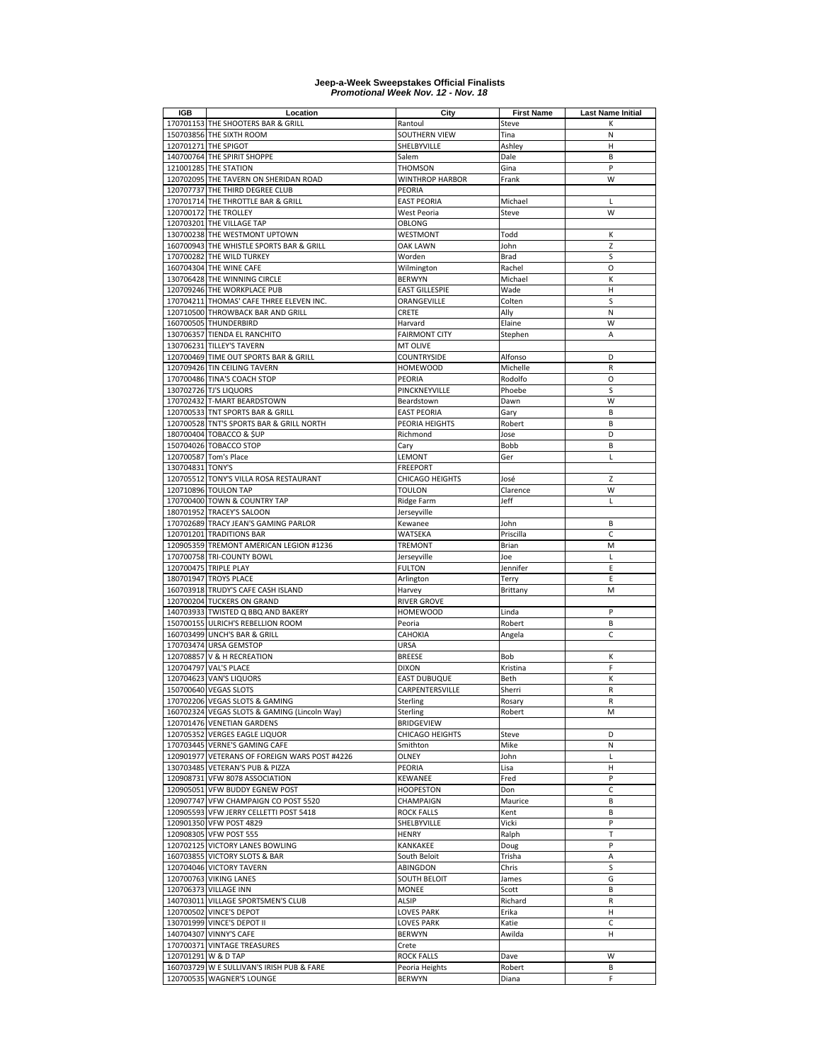**Jeep-a-Week Sweepstakes Official Finalists**
***Promotional Week Nov. 12 - Nov. 18***

| IGB | Location | City | First Name | Last Name Initial |
|---|---|---|---|---|
| 170701153 | THE SHOOTERS BAR & GRILL | Rantoul | Steve | K |
| 150703856 | THE SIXTH ROOM | SOUTHERN VIEW | Tina | N |
| 120701271 | THE SPIGOT | SHELBYVILLE | Ashley | H |
| 140700764 | THE SPIRIT SHOPPE | Salem | Dale | B |
| 121001285 | THE STATION | THOMSON | Gina | P |
| 120702095 | THE TAVERN ON SHERIDAN ROAD | WINTHROP HARBOR | Frank | W |
| 120707737 | THE THIRD DEGREE CLUB | PEORIA | | |
| 170701714 | THE THROTTLE BAR & GRILL | EAST PEORIA | Michael | L |
| 120700172 | THE TROLLEY | West Peoria | Steve | W |
| 120703201 | THE VILLAGE TAP | OBLONG | | |
| 130700238 | THE WESTMONT UPTOWN | WESTMONT | Todd | K |
| 160700943 | THE WHISTLE SPORTS BAR & GRILL | OAK LAWN | John | Z |
| 170700282 | THE WILD TURKEY | Worden | Brad | S |
| 160704304 | THE WINE CAFE | Wilmington | Rachel | O |
| 130706428 | THE WINNING CIRCLE | BERWYN | Michael | K |
| 120709246 | THE WORKPLACE PUB | EAST GILLESPIE | Wade | H |
| 170704211 | THOMAS' CAFE THREE ELEVEN INC. | ORANGEVILLE | Colten | S |
| 120710500 | THROWBACK BAR AND GRILL | CRETE | Ally | N |
| 160700505 | THUNDERBIRD | Harvard | Elaine | W |
| 130706357 | TIENDA EL RANCHITO | FAIRMONT CITY | Stephen | A |
| 130706231 | TILLEY'S TAVERN | MT OLIVE | | |
| 120700469 | TIME OUT SPORTS BAR & GRILL | COUNTRYSIDE | Alfonso | D |
| 120709426 | TIN CEILING TAVERN | HOMEWOOD | Michelle | R |
| 170700486 | TINA'S COACH STOP | PEORIA | Rodolfo | O |
| 130702726 | TJ'S LIQUORS | PINCKNEYVILLE | Phoebe | S |
| 170702432 | T-MART BEARDSTOWN | Beardstown | Dawn | W |
| 120700533 | TNT SPORTS BAR & GRILL | EAST PEORIA | Gary | B |
| 120700528 | TNT'S SPORTS BAR & GRILL NORTH | PEORIA HEIGHTS | Robert | B |
| 180700404 | TOBACCO & $UP | Richmond | Jose | D |
| 150704026 | TOBACCO STOP | Cary | Bobb | B |
| 120700587 | Tom's Place | LEMONT | Ger | L |
| 130704831 | TONY'S | FREEPORT | | |
| 120705512 | TONY'S VILLA ROSA RESTAURANT | CHICAGO HEIGHTS | José | Z |
| 120710896 | TOULON TAP | TOULON | Clarence | W |
| 170700400 | TOWN & COUNTRY TAP | Ridge Farm | Jeff | L |
| 180701952 | TRACEY'S SALOON | Jerseyville | | |
| 170702689 | TRACY JEAN'S GAMING PARLOR | Kewanee | John | B |
| 120701201 | TRADITIONS BAR | WATSEKA | Priscilla | C |
| 120905359 | TREMONT AMERICAN LEGION #1236 | TREMONT | Brian | M |
| 170700758 | TRI-COUNTY BOWL | Jerseyville | Joe | L |
| 120700475 | TRIPLE PLAY | FULTON | Jennifer | E |
| 180701947 | TROYS PLACE | Arlington | Terry | E |
| 160703918 | TRUDY'S CAFE CASH ISLAND | Harvey | Brittany | M |
| 120700204 | TUCKERS ON GRAND | RIVER GROVE | | |
| 140703933 | TWISTED Q BBQ AND BAKERY | HOMEWOOD | Linda | P |
| 150700155 | ULRICH'S REBELLION ROOM | Peoria | Robert | B |
| 160703499 | UNCH'S BAR & GRILL | CAHOKIA | Angela | C |
| 170703474 | URSA GEMSTOP | URSA | | |
| 120708857 | V & H RECREATION | BREESE | Bob | K |
| 120704797 | VAL'S PLACE | DIXON | Kristina | F |
| 120704623 | VAN'S LIQUORS | EAST DUBUQUE | Beth | K |
| 150700640 | VEGAS SLOTS | CARPENTERSVILLE | Sherri | R |
| 170702206 | VEGAS SLOTS & GAMING | Sterling | Rosary | R |
| 160702324 | VEGAS SLOTS & GAMING (Lincoln Way) | Sterling | Robert | M |
| 120701476 | VENETIAN GARDENS | BRIDGEVIEW | | |
| 120705352 | VERGES EAGLE LIQUOR | CHICAGO HEIGHTS | Steve | D |
| 170703445 | VERNE'S GAMING CAFE | Smithton | Mike | N |
| 120901977 | VETERANS OF FOREIGN WARS POST #4226 | OLNEY | John | L |
| 130703485 | VETERAN'S PUB & PIZZA | PEORIA | Lisa | H |
| 120908731 | VFW 8078 ASSOCIATION | KEWANEE | Fred | P |
| 120905051 | VFW BUDDY EGNEW POST | HOOPESTON | Don | C |
| 120907747 | VFW CHAMPAIGN CO POST 5520 | CHAMPAIGN | Maurice | B |
| 120905593 | VFW JERRY CELLETTI POST 5418 | ROCK FALLS | Kent | B |
| 120901350 | VFW POST 4829 | SHELBYVILLE | Vicki | P |
| 120908305 | VFW POST 555 | HENRY | Ralph | T |
| 120702125 | VICTORY LANES BOWLING | KANKAKEE | Doug | P |
| 160703855 | VICTORY SLOTS & BAR | South Beloit | Trisha | A |
| 120704046 | VICTORY TAVERN | ABINGDON | Chris | S |
| 120700763 | VIKING LANES | SOUTH BELOIT | James | G |
| 120706373 | VILLAGE INN | MONEE | Scott | B |
| 140703011 | VILLAGE SPORTSMEN'S CLUB | ALSIP | Richard | R |
| 120700502 | VINCE'S DEPOT | LOVES PARK | Erika | H |
| 130701999 | VINCE'S DEPOT II | LOVES PARK | Katie | C |
| 140704307 | VINNY'S CAFE | BERWYN | Awilda | H |
| 170700371 | VINTAGE TREASURES | Crete | | |
| 120701291 | W & D TAP | ROCK FALLS | Dave | W |
| 160703729 | W E SULLIVAN'S IRISH PUB & FARE | Peoria Heights | Robert | B |
| 120700535 | WAGNER'S LOUNGE | BERWYN | Diana | F |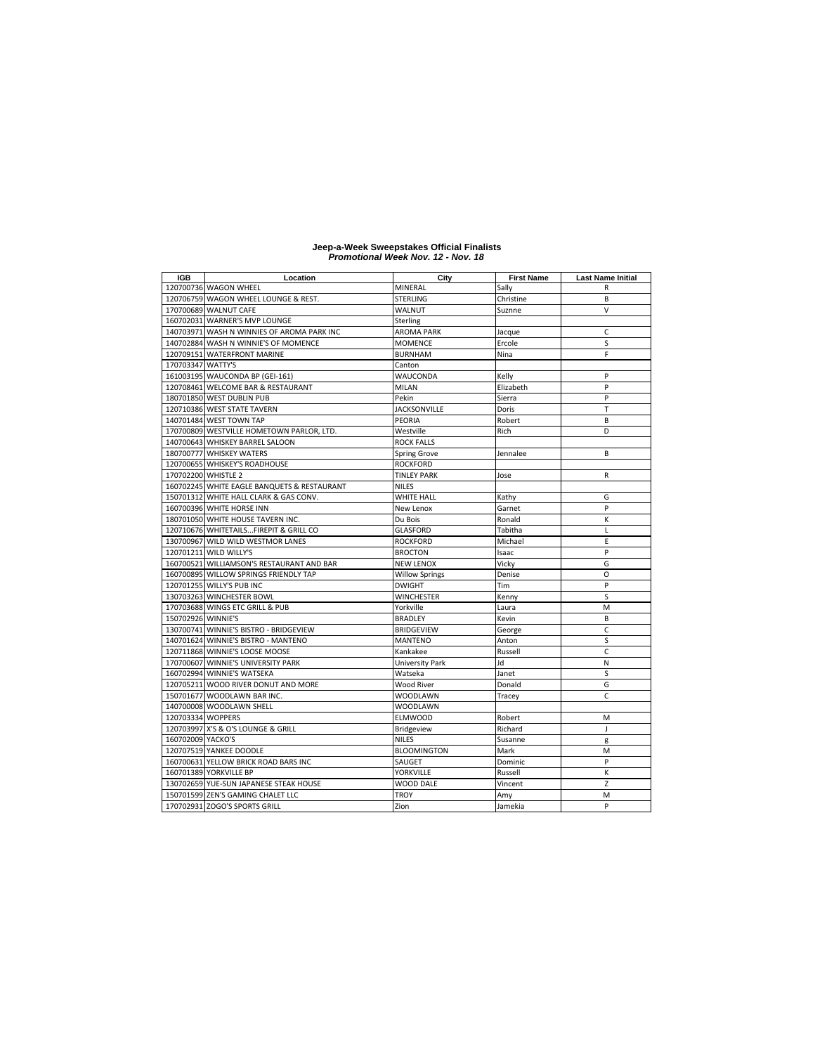**Jeep-a-Week Sweepstakes Official Finalists**

***Promotional Week Nov. 12 - Nov. 18***

| IGB | Location | City | First Name | Last Name Initial |
|---|---|---|---|---|
| 120700736 | WAGON WHEEL | MINERAL | Sally | R |
| 120706759 | WAGON WHEEL LOUNGE & REST. | STERLING | Christine | B |
| 170700689 | WALNUT CAFE | WALNUT | Suznne | V |
| 160702031 | WARNER'S MVP LOUNGE | Sterling | | |
| 140703971 | WASH N WINNIES OF AROMA PARK INC | AROMA PARK | Jacque | C |
| 140702884 | WASH N WINNIE'S OF MOMENCE | MOMENCE | Ercole | S |
| 120709151 | WATERFRONT MARINE | BURNHAM | Nina | F |
| 170703347 | WATTY'S | Canton | | |
| 161003195 | WAUCONDA BP (GEI-161) | WAUCONDA | Kelly | P |
| 120708461 | WELCOME BAR & RESTAURANT | MILAN | Elizabeth | P |
| 180701850 | WEST DUBLIN PUB | Pekin | Sierra | P |
| 120710386 | WEST STATE TAVERN | JACKSONVILLE | Doris | T |
| 140701484 | WEST TOWN TAP | PEORIA | Robert | B |
| 170700809 | WESTVILLE HOMETOWN PARLOR, LTD. | Westville | Rich | D |
| 140700643 | WHISKEY BARREL SALOON | ROCK FALLS | | |
| 180700777 | WHISKEY WATERS | Spring Grove | Jennalee | B |
| 120700655 | WHISKEY'S ROADHOUSE | ROCKFORD | | |
| 170702200 | WHISTLE 2 | TINLEY PARK | Jose | R |
| 160702245 | WHITE EAGLE BANQUETS & RESTAURANT | NILES | | |
| 150701312 | WHITE HALL CLARK & GAS CONV. | WHITE HALL | Kathy | G |
| 160700396 | WHITE HORSE INN | New Lenox | Garnet | P |
| 180701050 | WHITE HOUSE TAVERN INC. | Du Bois | Ronald | K |
| 120710676 | WHITETAILS...FIREPIT & GRILL CO | GLASFORD | Tabitha | L |
| 130700967 | WILD WILD WESTMOR LANES | ROCKFORD | Michael | E |
| 120701211 | WILD WILLY'S | BROCTON | Isaac | P |
| 160700521 | WILLIAMSON'S RESTAURANT AND BAR | NEW LENOX | Vicky | G |
| 160700895 | WILLOW SPRINGS FRIENDLY TAP | Willow Springs | Denise | O |
| 120701255 | WILLY'S PUB INC | DWIGHT | Tim | P |
| 130703263 | WINCHESTER BOWL | WINCHESTER | Kenny | S |
| 170703688 | WINGS ETC GRILL & PUB | Yorkville | Laura | M |
| 150702926 | WINNIE'S | BRADLEY | Kevin | B |
| 130700741 | WINNIE'S BISTRO - BRIDGEVIEW | BRIDGEVIEW | George | C |
| 140701624 | WINNIE'S BISTRO - MANTENO | MANTENO | Anton | S |
| 120711868 | WINNIE'S LOOSE MOOSE | Kankakee | Russell | C |
| 170700607 | WINNIE'S UNIVERSITY PARK | University Park | Jd | N |
| 160702994 | WINNIE'S WATSEKA | Watseka | Janet | S |
| 120705211 | WOOD RIVER DONUT AND MORE | Wood River | Donald | G |
| 150701677 | WOODLAWN BAR INC. | WOODLAWN | Tracey | C |
| 140700008 | WOODLAWN SHELL | WOODLAWN | | |
| 120703334 | WOPPERS | ELMWOOD | Robert | M |
| 120703997 | X'S & O'S LOUNGE & GRILL | Bridgeview | Richard | J |
| 160702009 | YACKO'S | NILES | Susanne | g |
| 120707519 | YANKEE DOODLE | BLOOMINGTON | Mark | M |
| 160700631 | YELLOW BRICK ROAD BARS INC | SAUGET | Dominic | P |
| 160701389 | YORKVILLE BP | YORKVILLE | Russell | K |
| 130702659 | YUE-SUN JAPANESE STEAK HOUSE | WOOD DALE | Vincent | Z |
| 150701599 | ZEN'S GAMING CHALET LLC | TROY | Amy | M |
| 170702931 | ZOGO'S SPORTS GRILL | Zion | Jamekia | P |